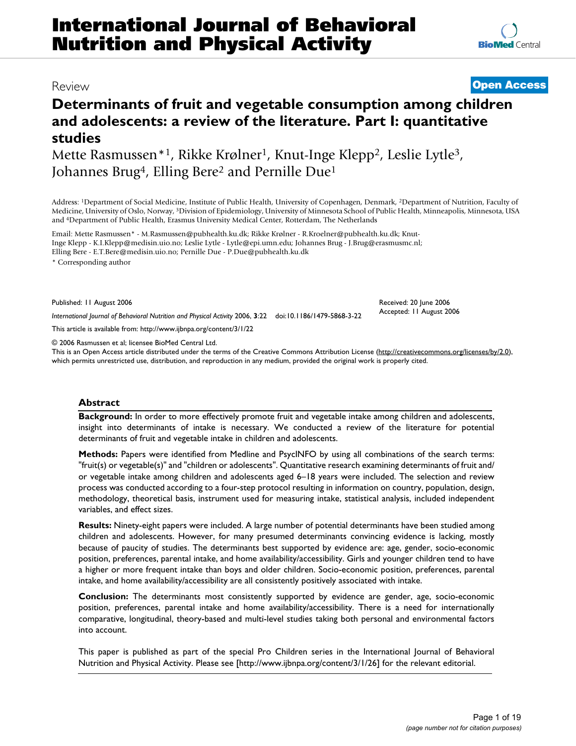# International Journal of Behavioral Nutrition and Physical Activity

Review

**Open Access**

# Determinants of fruit and vegetable consumption among children and adolescents: a review of the literature. Part I: quantitative studies

Mette Rasmussen*[1], Rikke Krølner[1], Knut-Inge Klepp[2], Leslie Lytle[3], Johannes Brug[4], Elling Bere[2] and Pernille Due[1]

Address: [1]Department of Social Medicine, Institute of Public Health, University of Copenhagen, Denmark, [2]Department of Nutrition, Faculty of Medicine, University of Oslo, Norway, [3]Division of Epidemiology, University of Minnesota School of Public Health, Minneapolis, Minnesota, USA and [4]Department of Public Health, Erasmus University Medical Center, Rotterdam, The Netherlands

Email: Mette Rasmussen* - M.Rasmussen@pubhealth.ku.dk; Rikke Krølner - R.Kroelner@pubhealth.ku.dk; Knut-Inge Klepp - K.I.Klepp@medisin.uio.no; Leslie Lytle - Lytle@epi.umn.edu; Johannes Brug - J.Brug@erasmusmc.nl; Elling Bere - E.T.Bere@medisin.uio.no; Pernille Due - P.Due@pubhealth.ku.dk

* Corresponding author

Published: 11 August 2006

*International Journal of Behavioral Nutrition and Physical Activity* 2006, **3**:22 doi:10.1186/1479-5868-3-22

Received: 20 June 2006
Accepted: 11 August 2006

This article is available from: http://www.ijbnpa.org/content/3/1/22

© 2006 Rasmussen et al; licensee BioMed Central Ltd.
This is an Open Access article distributed under the terms of the Creative Commons Attribution License (http://creativecommons.org/licenses/by/2.0), which permits unrestricted use, distribution, and reproduction in any medium, provided the original work is properly cited.

## Abstract

**Background:** In order to more effectively promote fruit and vegetable intake among children and adolescents, insight into determinants of intake is necessary. We conducted a review of the literature for potential determinants of fruit and vegetable intake in children and adolescents.

**Methods:** Papers were identified from Medline and PsycINFO by using all combinations of the search terms: "fruit(s) or vegetable(s)" and "children or adolescents". Quantitative research examining determinants of fruit and/or vegetable intake among children and adolescents aged 6–18 years were included. The selection and review process was conducted according to a four-step protocol resulting in information on country, population, design, methodology, theoretical basis, instrument used for measuring intake, statistical analysis, included independent variables, and effect sizes.

**Results:** Ninety-eight papers were included. A large number of potential determinants have been studied among children and adolescents. However, for many presumed determinants convincing evidence is lacking, mostly because of paucity of studies. The determinants best supported by evidence are: age, gender, socio-economic position, preferences, parental intake, and home availability/accessibility. Girls and younger children tend to have a higher or more frequent intake than boys and older children. Socio-economic position, preferences, parental intake, and home availability/accessibility are all consistently positively associated with intake.

**Conclusion:** The determinants most consistently supported by evidence are gender, age, socio-economic position, preferences, parental intake and home availability/accessibility. There is a need for internationally comparative, longitudinal, theory-based and multi-level studies taking both personal and environmental factors into account.

This paper is published as part of the special Pro Children series in the International Journal of Behavioral Nutrition and Physical Activity. Please see [http://www.ijbnpa.org/content/3/1/26] for the relevant editorial.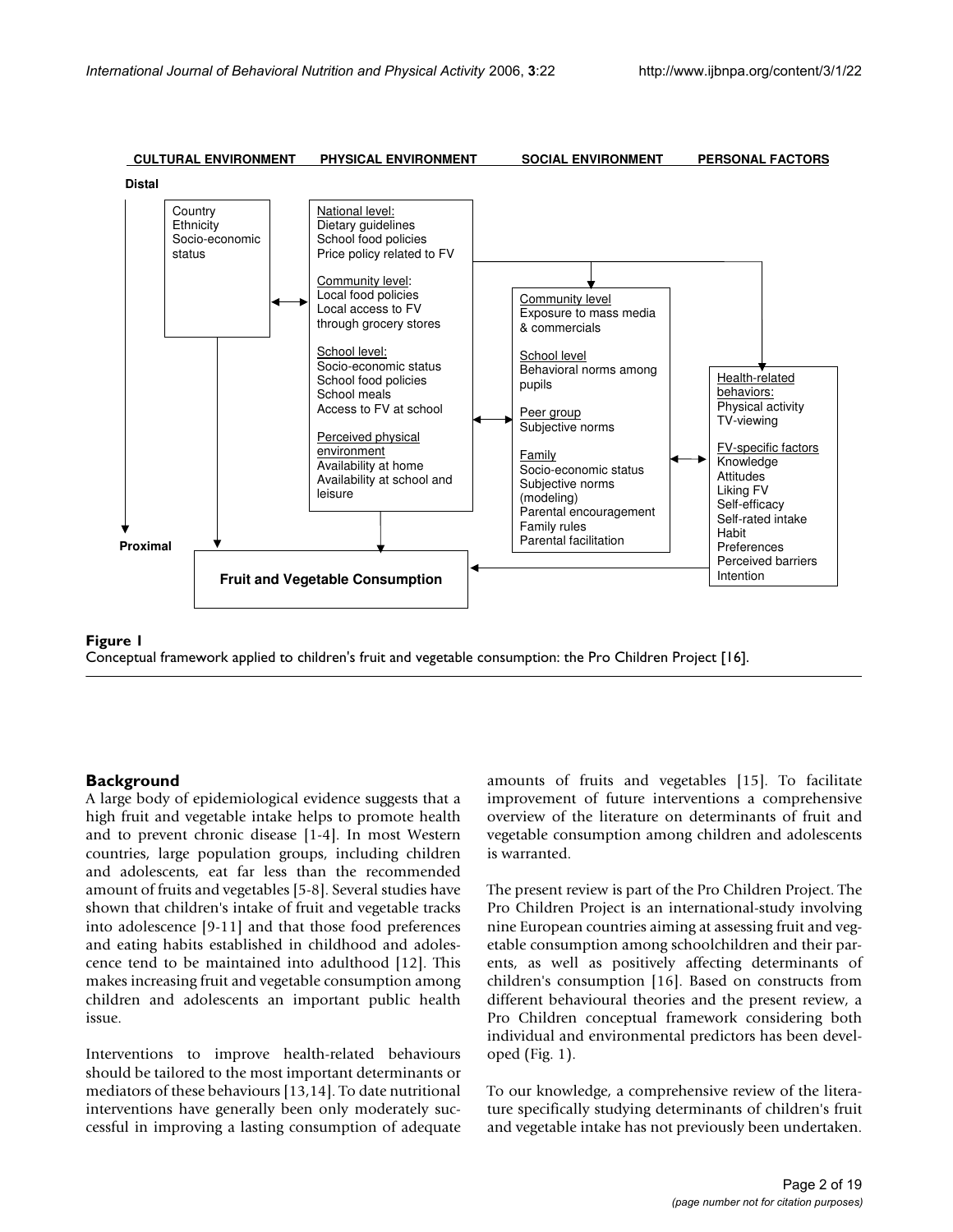CULTURAL ENVIRONMENT | PHYSICAL ENVIRONMENT | SOCIAL ENVIRONMENT | PERSONAL FACTORS

Distal

Country
Ethnicity
Socio-economic status

National level:
Dietary guidelines
School food policies
Price policy related to FV

Community level:
Local food policies
Local access to FV through grocery stores

School level:
Socio-economic status
School food policies
School meals
Access to FV at school

Perceived physical environment
Availability at home
Availability at school and leisure

Community level
Exposure to mass media & commercials

School level
Behavioral norms among pupils

Peer group
Subjective norms

Family
Socio-economic status
Subjective norms (modeling)
Parental encouragement
Family rules
Parental facilitation

Health-related behaviors:
Physical activity
TV-viewing

FV-specific factors
Knowledge
Attitudes
Liking FV
Self-efficacy
Self-rated intake
Habit
Preferences
Perceived barriers
Intention

Proximal

**Fruit and Vegetable Consumption**

**Figure 1**
Conceptual framework applied to children's fruit and vegetable consumption: the Pro Children Project [16].

## Background

A large body of epidemiological evidence suggests that a high fruit and vegetable intake helps to promote health and to prevent chronic disease [1-4]. In most Western countries, large population groups, including children and adolescents, eat far less than the recommended amount of fruits and vegetables [5-8]. Several studies have shown that children's intake of fruit and vegetable tracks into adolescence [9-11] and that those food preferences and eating habits established in childhood and adolescence tend to be maintained into adulthood [12]. This makes increasing fruit and vegetable consumption among children and adolescents an important public health issue.

Interventions to improve health-related behaviours should be tailored to the most important determinants or mediators of these behaviours [13,14]. To date nutritional interventions have generally been only moderately successful in improving a lasting consumption of adequate amounts of fruits and vegetables [15]. To facilitate improvement of future interventions a comprehensive overview of the literature on determinants of fruit and vegetable consumption among children and adolescents is warranted.

The present review is part of the Pro Children Project. The Pro Children Project is an international-study involving nine European countries aiming at assessing fruit and vegetable consumption among schoolchildren and their parents, as well as positively affecting determinants of children's consumption [16]. Based on constructs from different behavioural theories and the present review, a Pro Children conceptual framework considering both individual and environmental predictors has been developed (Fig. 1).

To our knowledge, a comprehensive review of the literature specifically studying determinants of children's fruit and vegetable intake has not previously been undertaken.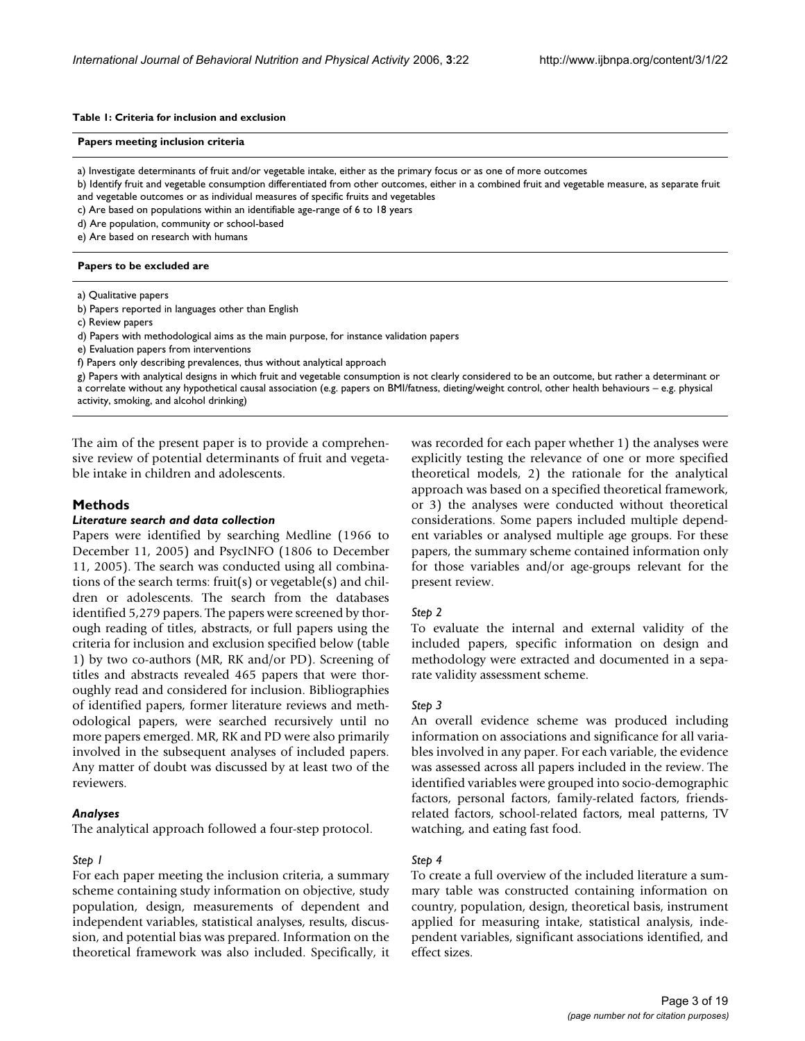**Table 1: Criteria for inclusion and exclusion**

| Papers meeting inclusion criteria |
| --- |
| a) Investigate determinants of fruit and/or vegetable intake, either as the primary focus or as one of more outcomes |
| b) Identify fruit and vegetable consumption differentiated from other outcomes, either in a combined fruit and vegetable measure, as separate fruit and vegetable outcomes or as individual measures of specific fruits and vegetables |
| c) Are based on populations within an identifiable age-range of 6 to 18 years |
| d) Are population, community or school-based |
| e) Are based on research with humans |
| **Papers to be excluded are** |
| a) Qualitative papers |
| b) Papers reported in languages other than English |
| c) Review papers |
| d) Papers with methodological aims as the main purpose, for instance validation papers |
| e) Evaluation papers from interventions |
| f) Papers only describing prevalences, thus without analytical approach |
| g) Papers with analytical designs in which fruit and vegetable consumption is not clearly considered to be an outcome, but rather a determinant or a correlate without any hypothetical causal association (e.g. papers on BMI/fatness, dieting/weight control, other health behaviours – e.g. physical activity, smoking, and alcohol drinking) |

The aim of the present paper is to provide a comprehensive review of potential determinants of fruit and vegetable intake in children and adolescents.

## Methods

### *Literature search and data collection*

Papers were identified by searching Medline (1966 to December 11, 2005) and PsycINFO (1806 to December 11, 2005). The search was conducted using all combinations of the search terms: fruit(s) or vegetable(s) and children or adolescents. The search from the databases identified 5,279 papers. The papers were screened by thorough reading of titles, abstracts, or full papers using the criteria for inclusion and exclusion specified below (table 1) by two co-authors (MR, RK and/or PD). Screening of titles and abstracts revealed 465 papers that were thoroughly read and considered for inclusion. Bibliographies of identified papers, former literature reviews and methodological papers, were searched recursively until no more papers emerged. MR, RK and PD were also primarily involved in the subsequent analyses of included papers. Any matter of doubt was discussed by at least two of the reviewers.

### *Analyses*

The analytical approach followed a four-step protocol.

*Step 1*

For each paper meeting the inclusion criteria, a summary scheme containing study information on objective, study population, design, measurements of dependent and independent variables, statistical analyses, results, discussion, and potential bias was prepared. Information on the theoretical framework was also included. Specifically, it was recorded for each paper whether 1) the analyses were explicitly testing the relevance of one or more specified theoretical models, 2) the rationale for the analytical approach was based on a specified theoretical framework, or 3) the analyses were conducted without theoretical considerations. Some papers included multiple dependent variables or analysed multiple age groups. For these papers, the summary scheme contained information only for those variables and/or age-groups relevant for the present review.

*Step 2*

To evaluate the internal and external validity of the included papers, specific information on design and methodology were extracted and documented in a separate validity assessment scheme.

*Step 3*

An overall evidence scheme was produced including information on associations and significance for all variables involved in any paper. For each variable, the evidence was assessed across all papers included in the review. The identified variables were grouped into socio-demographic factors, personal factors, family-related factors, friends-related factors, school-related factors, meal patterns, TV watching, and eating fast food.

*Step 4*

To create a full overview of the included literature a summary table was constructed containing information on country, population, design, theoretical basis, instrument applied for measuring intake, statistical analysis, independent variables, significant associations identified, and effect sizes.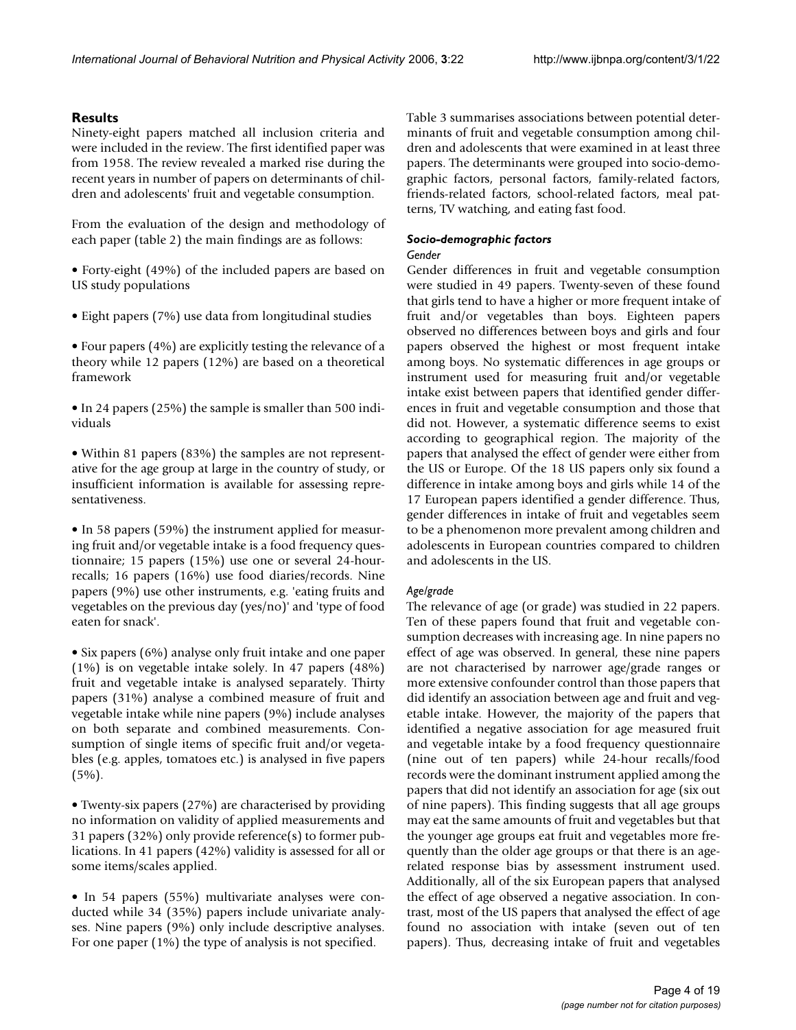## Results

Ninety-eight papers matched all inclusion criteria and were included in the review. The first identified paper was from 1958. The review revealed a marked rise during the recent years in number of papers on determinants of children and adolescents' fruit and vegetable consumption.

From the evaluation of the design and methodology of each paper (table 2) the main findings are as follows:

• Forty-eight (49%) of the included papers are based on US study populations

• Eight papers (7%) use data from longitudinal studies

• Four papers (4%) are explicitly testing the relevance of a theory while 12 papers (12%) are based on a theoretical framework

• In 24 papers (25%) the sample is smaller than 500 individuals

• Within 81 papers (83%) the samples are not representative for the age group at large in the country of study, or insufficient information is available for assessing representativeness.

• In 58 papers (59%) the instrument applied for measuring fruit and/or vegetable intake is a food frequency questionnaire; 15 papers (15%) use one or several 24-hour-recalls; 16 papers (16%) use food diaries/records. Nine papers (9%) use other instruments, e.g. 'eating fruits and vegetables on the previous day (yes/no)' and 'type of food eaten for snack'.

• Six papers (6%) analyse only fruit intake and one paper (1%) is on vegetable intake solely. In 47 papers (48%) fruit and vegetable intake is analysed separately. Thirty papers (31%) analyse a combined measure of fruit and vegetable intake while nine papers (9%) include analyses on both separate and combined measurements. Consumption of single items of specific fruit and/or vegetables (e.g. apples, tomatoes etc.) is analysed in five papers (5%).

• Twenty-six papers (27%) are characterised by providing no information on validity of applied measurements and 31 papers (32%) only provide reference(s) to former publications. In 41 papers (42%) validity is assessed for all or some items/scales applied.

• In 54 papers (55%) multivariate analyses were conducted while 34 (35%) papers include univariate analyses. Nine papers (9%) only include descriptive analyses. For one paper (1%) the type of analysis is not specified.

Table 3 summarises associations between potential determinants of fruit and vegetable consumption among children and adolescents that were examined in at least three papers. The determinants were grouped into socio-demographic factors, personal factors, family-related factors, friends-related factors, school-related factors, meal patterns, TV watching, and eating fast food.

### *Socio-demographic factors*

#### *Gender*

Gender differences in fruit and vegetable consumption were studied in 49 papers. Twenty-seven of these found that girls tend to have a higher or more frequent intake of fruit and/or vegetables than boys. Eighteen papers observed no differences between boys and girls and four papers observed the highest or most frequent intake among boys. No systematic differences in age groups or instrument used for measuring fruit and/or vegetable intake exist between papers that identified gender differences in fruit and vegetable consumption and those that did not. However, a systematic difference seems to exist according to geographical region. The majority of the papers that analysed the effect of gender were either from the US or Europe. Of the 18 US papers only six found a difference in intake among boys and girls while 14 of the 17 European papers identified a gender difference. Thus, gender differences in intake of fruit and vegetables seem to be a phenomenon more prevalent among children and adolescents in European countries compared to children and adolescents in the US.

#### *Age/grade*

The relevance of age (or grade) was studied in 22 papers. Ten of these papers found that fruit and vegetable consumption decreases with increasing age. In nine papers no effect of age was observed. In general, these nine papers are not characterised by narrower age/grade ranges or more extensive confounder control than those papers that did identify an association between age and fruit and vegetable intake. However, the majority of the papers that identified a negative association for age measured fruit and vegetable intake by a food frequency questionnaire (nine out of ten papers) while 24-hour recalls/food records were the dominant instrument applied among the papers that did not identify an association for age (six out of nine papers). This finding suggests that all age groups may eat the same amounts of fruit and vegetables but that the younger age groups eat fruit and vegetables more frequently than the older age groups or that there is an age-related response bias by assessment instrument used. Additionally, all of the six European papers that analysed the effect of age observed a negative association. In contrast, most of the US papers that analysed the effect of age found no association with intake (seven out of ten papers). Thus, decreasing intake of fruit and vegetables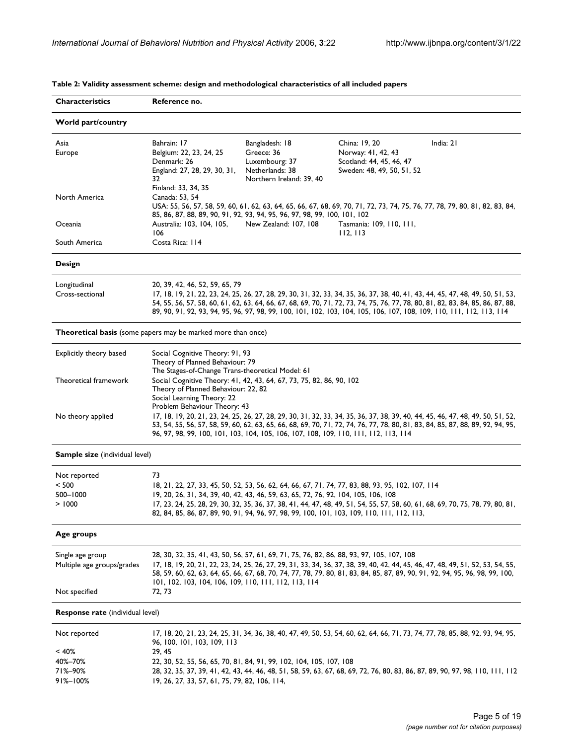**Table 2: Validity assessment scheme: design and methodological characteristics of all included papers**

| Characteristics | Reference no. |
| --- | --- |
| **World part/country** | |
| Asia | Bahrain: 17; Bangladesh: 18; China: 19, 20; India: 21 |
| Europe | Belgium: 22, 23, 24, 25; Denmark: 26; England: 27, 28, 29, 30, 31, 32; Finland: 33, 34, 35; Greece: 36; Luxembourg: 37; Netherlands: 38; Northern Ireland: 39, 40; Norway: 41, 42, 43; Scotland: 44, 45, 46, 47; Sweden: 48, 49, 50, 51, 52 |
| North America | Canada: 53, 54; USA: 55, 56, 57, 58, 59, 60, 61, 62, 63, 64, 65, 66, 67, 68, 69, 70, 71, 72, 73, 74, 75, 76, 77, 78, 79, 80, 81, 82, 83, 84, 85, 86, 87, 88, 89, 90, 91, 92, 93, 94, 95, 96, 97, 98, 99, 100, 101, 102 |
| Oceania | Australia: 103, 104, 105, 106; New Zealand: 107, 108; Tasmania: 109, 110, 111, 112, 113 |
| South America | Costa Rica: 114 |
| **Design** | |
| Longitudinal | 20, 39, 42, 46, 52, 59, 65, 79 |
| Cross-sectional | 17, 18, 19, 21, 22, 23, 24, 25, 26, 27, 28, 29, 30, 31, 32, 33, 34, 35, 36, 37, 38, 40, 41, 43, 44, 45, 47, 48, 49, 50, 51, 53, 54, 55, 56, 57, 58, 60, 61, 62, 63, 64, 66, 67, 68, 69, 70, 71, 72, 73, 74, 75, 76, 77, 78, 80, 81, 82, 83, 84, 85, 86, 87, 88, 89, 90, 91, 92, 93, 94, 95, 96, 97, 98, 99, 100, 101, 102, 103, 104, 105, 106, 107, 108, 109, 110, 111, 112, 113, 114 |
| **Theoretical basis** (some papers may be marked more than once) | |
| Explicitly theory based | Social Cognitive Theory: 91, 93; Theory of Planned Behaviour: 79; The Stages-of-Change Trans-theoretical Model: 61 |
| Theoretical framework | Social Cognitive Theory: 41, 42, 43, 64, 67, 73, 75, 82, 86, 90, 102; Theory of Planned Behaviour: 22, 82; Social Learning Theory: 22; Problem Behaviour Theory: 43 |
| No theory applied | 17, 18, 19, 20, 21, 23, 24, 25, 26, 27, 28, 29, 30, 31, 32, 33, 34, 35, 36, 37, 38, 39, 40, 44, 45, 46, 47, 48, 49, 50, 51, 52, 53, 54, 55, 56, 57, 58, 59, 60, 62, 63, 65, 66, 68, 69, 70, 71, 72, 74, 76, 77, 78, 80, 81, 83, 84, 85, 87, 88, 89, 92, 94, 95, 96, 97, 98, 99, 100, 101, 103, 104, 105, 106, 107, 108, 109, 110, 111, 112, 113, 114 |
| **Sample size** (individual level) | |
| Not reported | 73 |
| < 500 | 18, 21, 22, 27, 33, 45, 50, 52, 53, 56, 62, 64, 66, 67, 71, 74, 77, 83, 88, 93, 95, 102, 107, 114 |
| 500–1000 | 19, 20, 26, 31, 34, 39, 40, 42, 43, 46, 59, 63, 65, 72, 76, 92, 104, 105, 106, 108 |
| > 1000 | 17, 23, 24, 25, 28, 29, 30, 32, 35, 36, 37, 38, 41, 44, 47, 48, 49, 51, 54, 55, 57, 58, 60, 61, 68, 69, 70, 75, 78, 79, 80, 81, 82, 84, 85, 86, 87, 89, 90, 91, 94, 96, 97, 98, 99, 100, 101, 103, 109, 110, 111, 112, 113, |
| **Age groups** | |
| Single age group | 28, 30, 32, 35, 41, 43, 50, 56, 57, 61, 69, 71, 75, 76, 82, 86, 88, 93, 97, 105, 107, 108 |
| Multiple age groups/grades | 17, 18, 19, 20, 21, 22, 23, 24, 25, 26, 27, 29, 31, 33, 34, 36, 37, 38, 39, 40, 42, 44, 45, 46, 47, 48, 49, 51, 52, 53, 54, 55, 58, 59, 60, 62, 63, 64, 65, 66, 67, 68, 70, 74, 77, 78, 79, 80, 81, 83, 84, 85, 87, 89, 90, 91, 92, 94, 95, 96, 98, 99, 100, 101, 102, 103, 104, 106, 109, 110, 111, 112, 113, 114 |
| Not specified | 72, 73 |
| **Response rate** (individual level) | |
| Not reported | 17, 18, 20, 21, 23, 24, 25, 31, 34, 36, 38, 40, 47, 49, 50, 53, 54, 60, 62, 64, 66, 71, 73, 74, 77, 78, 85, 88, 92, 93, 94, 95, 96, 100, 101, 103, 109, 113 |
| < 40% | 29, 45 |
| 40%–70% | 22, 30, 52, 55, 56, 65, 70, 81, 84, 91, 99, 102, 104, 105, 107, 108 |
| 71%–90% | 28, 32, 35, 37, 39, 41, 42, 43, 44, 46, 48, 51, 58, 59, 63, 67, 68, 69, 72, 76, 80, 83, 86, 87, 89, 90, 97, 98, 110, 111, 112 |
| 91%–100% | 19, 26, 27, 33, 57, 61, 75, 79, 82, 106, 114, |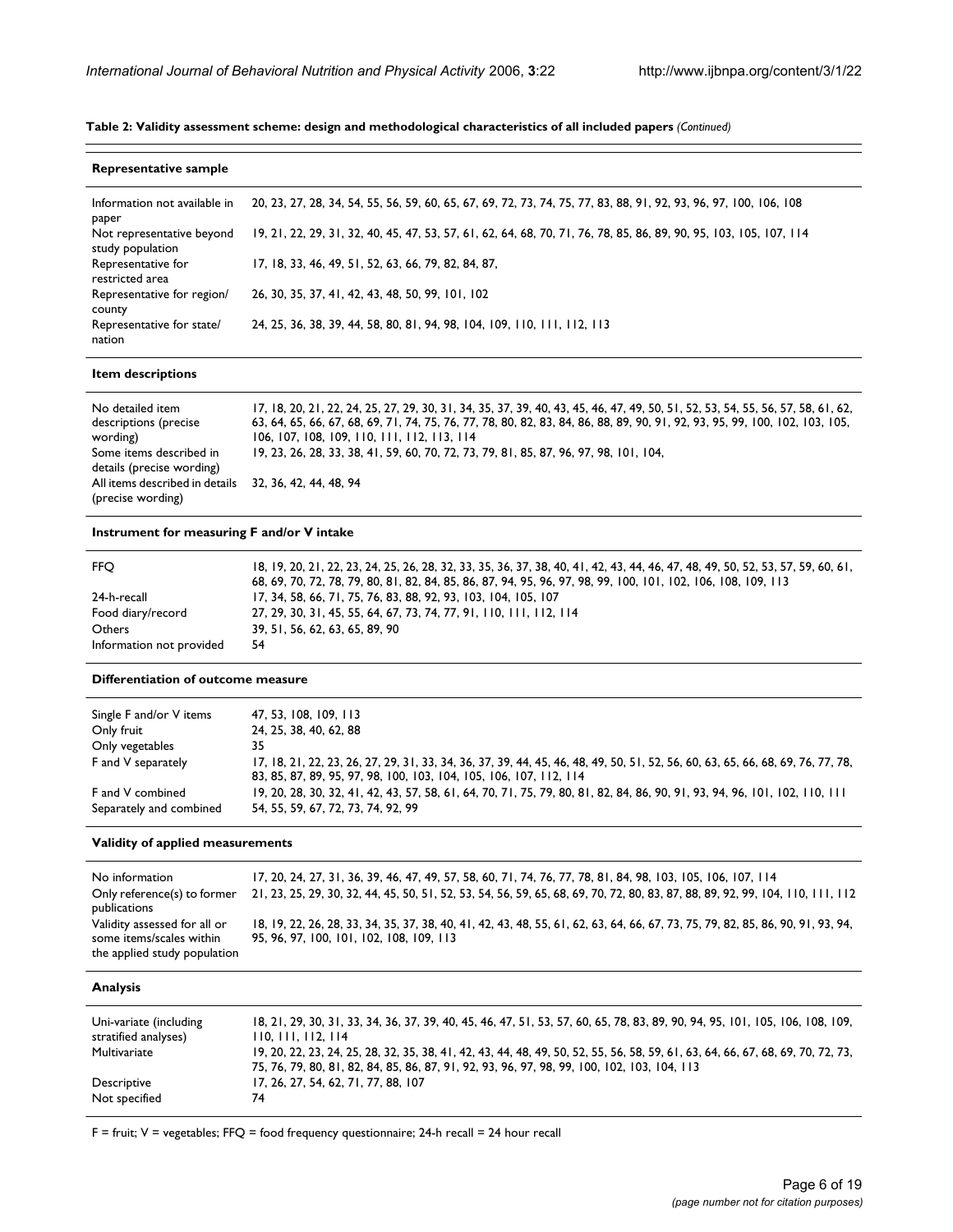**Table 2: Validity assessment scheme: design and methodological characteristics of all included papers** *(Continued)*

| **Representative sample** | |
|---|---|
| Information not available in paper | 20, 23, 27, 28, 34, 54, 55, 56, 59, 60, 65, 67, 69, 72, 73, 74, 75, 77, 83, 88, 91, 92, 93, 96, 97, 100, 106, 108 |
| Not representative beyond study population | 19, 21, 22, 29, 31, 32, 40, 45, 47, 53, 57, 61, 62, 64, 68, 70, 71, 76, 78, 85, 86, 89, 90, 95, 103, 105, 107, 114 |
| Representative for restricted area | 17, 18, 33, 46, 49, 51, 52, 63, 66, 79, 82, 84, 87, |
| Representative for region/ county | 26, 30, 35, 37, 41, 42, 43, 48, 50, 99, 101, 102 |
| Representative for state/ nation | 24, 25, 36, 38, 39, 44, 58, 80, 81, 94, 98, 104, 109, 110, 111, 112, 113 |
| **Item descriptions** | |
| No detailed item descriptions (precise wording) | 17, 18, 20, 21, 22, 24, 25, 27, 29, 30, 31, 34, 35, 37, 39, 40, 43, 45, 46, 47, 49, 50, 51, 52, 53, 54, 55, 56, 57, 58, 61, 62, 63, 64, 65, 66, 67, 68, 69, 71, 74, 75, 76, 77, 78, 80, 82, 83, 84, 86, 88, 89, 90, 91, 92, 93, 95, 99, 100, 102, 103, 105, 106, 107, 108, 109, 110, 111, 112, 113, 114 |
| Some items described in details (precise wording) | 19, 23, 26, 28, 33, 38, 41, 59, 60, 70, 72, 73, 79, 81, 85, 87, 96, 97, 98, 101, 104, |
| All items described in details (precise wording) | 32, 36, 42, 44, 48, 94 |
| **Instrument for measuring F and/or V intake** | |
| FFQ | 18, 19, 20, 21, 22, 23, 24, 25, 26, 28, 32, 33, 35, 36, 37, 38, 40, 41, 42, 43, 44, 46, 47, 48, 49, 50, 52, 53, 57, 59, 60, 61, 68, 69, 70, 72, 78, 79, 80, 81, 82, 84, 85, 86, 87, 94, 95, 96, 97, 98, 99, 100, 101, 102, 106, 108, 109, 113 |
| 24-h-recall | 17, 34, 58, 66, 71, 75, 76, 83, 88, 92, 93, 103, 104, 105, 107 |
| Food diary/record | 27, 29, 30, 31, 45, 55, 64, 67, 73, 74, 77, 91, 110, 111, 112, 114 |
| Others | 39, 51, 56, 62, 63, 65, 89, 90 |
| Information not provided | 54 |
| **Differentiation of outcome measure** | |
| Single F and/or V items | 47, 53, 108, 109, 113 |
| Only fruit | 24, 25, 38, 40, 62, 88 |
| Only vegetables | 35 |
| F and V separately | 17, 18, 21, 22, 23, 26, 27, 29, 31, 33, 34, 36, 37, 39, 44, 45, 46, 48, 49, 50, 51, 52, 56, 60, 63, 65, 66, 68, 69, 76, 77, 78, 83, 85, 87, 89, 95, 97, 98, 100, 103, 104, 105, 106, 107, 112, 114 |
| F and V combined | 19, 20, 28, 30, 32, 41, 42, 43, 57, 58, 61, 64, 70, 71, 75, 79, 80, 81, 82, 84, 86, 90, 91, 93, 94, 96, 101, 102, 110, 111 |
| Separately and combined | 54, 55, 59, 67, 72, 73, 74, 92, 99 |
| **Validity of applied measurements** | |
| No information | 17, 20, 24, 27, 31, 36, 39, 46, 47, 49, 57, 58, 60, 71, 74, 76, 77, 78, 81, 84, 98, 103, 105, 106, 107, 114 |
| Only reference(s) to former publications | 21, 23, 25, 29, 30, 32, 44, 45, 50, 51, 52, 53, 54, 56, 59, 65, 68, 69, 70, 72, 80, 83, 87, 88, 89, 92, 99, 104, 110, 111, 112 |
| Validity assessed for all or some items/scales within the applied study population | 18, 19, 22, 26, 28, 33, 34, 35, 37, 38, 40, 41, 42, 43, 48, 55, 61, 62, 63, 64, 66, 67, 73, 75, 79, 82, 85, 86, 90, 91, 93, 94, 95, 96, 97, 100, 101, 102, 108, 109, 113 |
| **Analysis** | |
| Uni-variate (including stratified analyses) | 18, 21, 29, 30, 31, 33, 34, 36, 37, 39, 40, 45, 46, 47, 51, 53, 57, 60, 65, 78, 83, 89, 90, 94, 95, 101, 105, 106, 108, 109, 110, 111, 112, 114 |
| Multivariate | 19, 20, 22, 23, 24, 25, 28, 32, 35, 38, 41, 42, 43, 44, 48, 49, 50, 52, 55, 56, 58, 59, 61, 63, 64, 66, 67, 68, 69, 70, 72, 73, 75, 76, 79, 80, 81, 82, 84, 85, 86, 87, 91, 92, 93, 96, 97, 98, 99, 100, 102, 103, 104, 113 |
| Descriptive | 17, 26, 27, 54, 62, 71, 77, 88, 107 |
| Not specified | 74 |

F = fruit; V = vegetables; FFQ = food frequency questionnaire; 24-h recall = 24 hour recall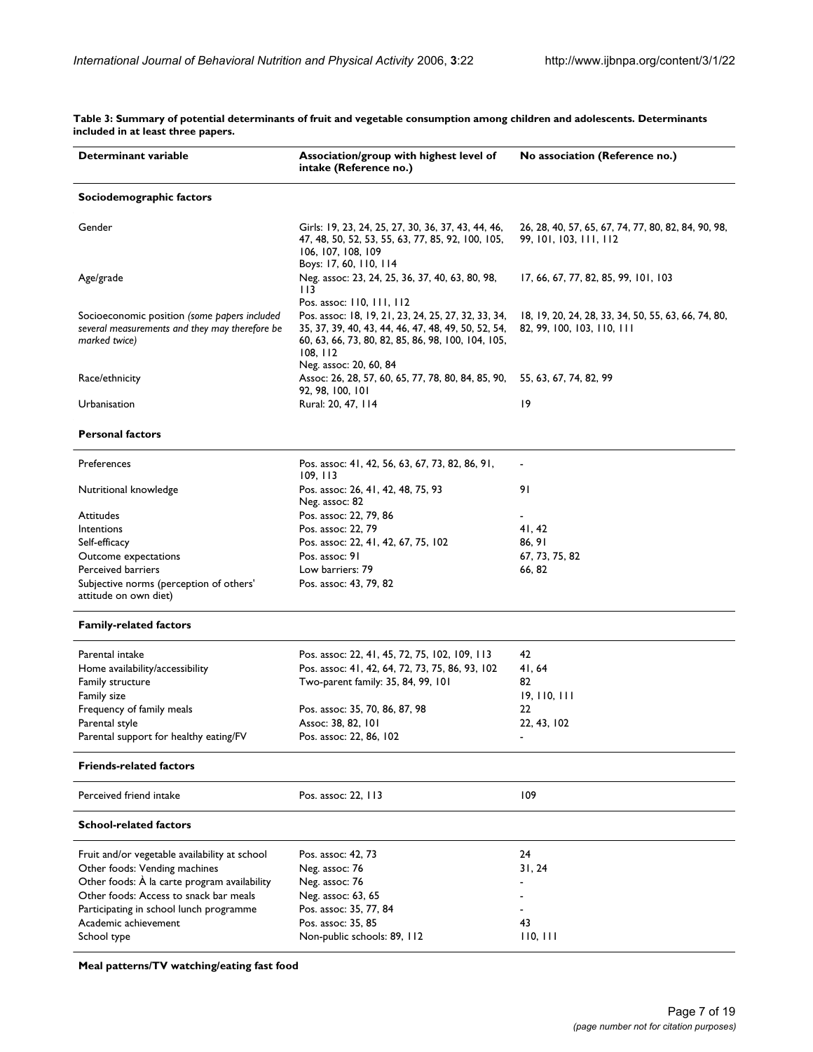**Table 3: Summary of potential determinants of fruit and vegetable consumption among children and adolescents. Determinants included in at least three papers.**

| Determinant variable | Association/group with highest level of intake (Reference no.) | No association (Reference no.) |
| --- | --- | --- |
| **Sociodemographic factors** | | |
| Gender | Girls: 19, 23, 24, 25, 27, 30, 36, 37, 43, 44, 46, 47, 48, 50, 52, 53, 55, 63, 77, 85, 92, 100, 105, 106, 107, 108, 109<br>Boys: 17, 60, 110, 114 | 26, 28, 40, 57, 65, 67, 74, 77, 80, 82, 84, 90, 98, 99, 101, 103, 111, 112 |
| Age/grade | Neg. assoc: 23, 24, 25, 36, 37, 40, 63, 80, 98, 113<br>Pos. assoc: 110, 111, 112 | 17, 66, 67, 77, 82, 85, 99, 101, 103 |
| Socioeconomic position *(some papers included several measurements and they may therefore be marked twice)* | Pos. assoc: 18, 19, 21, 23, 24, 25, 27, 32, 33, 34, 35, 37, 39, 40, 43, 44, 46, 47, 48, 49, 50, 52, 54, 60, 63, 66, 73, 80, 82, 85, 86, 98, 100, 104, 105, 108, 112<br>Neg. assoc: 20, 60, 84 | 18, 19, 20, 24, 28, 33, 34, 50, 55, 63, 66, 74, 80, 82, 99, 100, 103, 110, 111 |
| Race/ethnicity | Assoc: 26, 28, 57, 60, 65, 77, 78, 80, 84, 85, 90, 92, 98, 100, 101 | 55, 63, 67, 74, 82, 99 |
| Urbanisation | Rural: 20, 47, 114 | 19 |
| **Personal factors** | | |
| Preferences | Pos. assoc: 41, 42, 56, 63, 67, 73, 82, 86, 91, 109, 113 | - |
| Nutritional knowledge | Pos. assoc: 26, 41, 42, 48, 75, 93<br>Neg. assoc: 82 | 91 |
| Attitudes | Pos. assoc: 22, 79, 86 | - |
| Intentions | Pos. assoc: 22, 79 | 41, 42 |
| Self-efficacy | Pos. assoc: 22, 41, 42, 67, 75, 102 | 86, 91 |
| Outcome expectations | Pos. assoc: 91 | 67, 73, 75, 82 |
| Perceived barriers | Low barriers: 79 | 66, 82 |
| Subjective norms (perception of others' attitude on own diet) | Pos. assoc: 43, 79, 82 | |
| **Family-related factors** | | |
| Parental intake | Pos. assoc: 22, 41, 45, 72, 75, 102, 109, 113 | 42 |
| Home availability/accessibility | Pos. assoc: 41, 42, 64, 72, 73, 75, 86, 93, 102 | 41, 64 |
| Family structure | Two-parent family: 35, 84, 99, 101 | 82 |
| Family size | | 19, 110, 111 |
| Frequency of family meals | Pos. assoc: 35, 70, 86, 87, 98 | 22 |
| Parental style | Assoc: 38, 82, 101 | 22, 43, 102 |
| Parental support for healthy eating/FV | Pos. assoc: 22, 86, 102 | - |
| **Friends-related factors** | | |
| Perceived friend intake | Pos. assoc: 22, 113 | 109 |
| **School-related factors** | | |
| Fruit and/or vegetable availability at school | Pos. assoc: 42, 73 | 24 |
| Other foods: Vending machines | Neg. assoc: 76 | 31, 24 |
| Other foods: À la carte program availability | Neg. assoc: 76 | - |
| Other foods: Access to snack bar meals | Neg. assoc: 63, 65 | - |
| Participating in school lunch programme | Pos. assoc: 35, 77, 84 | - |
| Academic achievement | Pos. assoc: 35, 85 | 43 |
| School type | Non-public schools: 89, 112 | 110, 111 |
| **Meal patterns/TV watching/eating fast food** | | |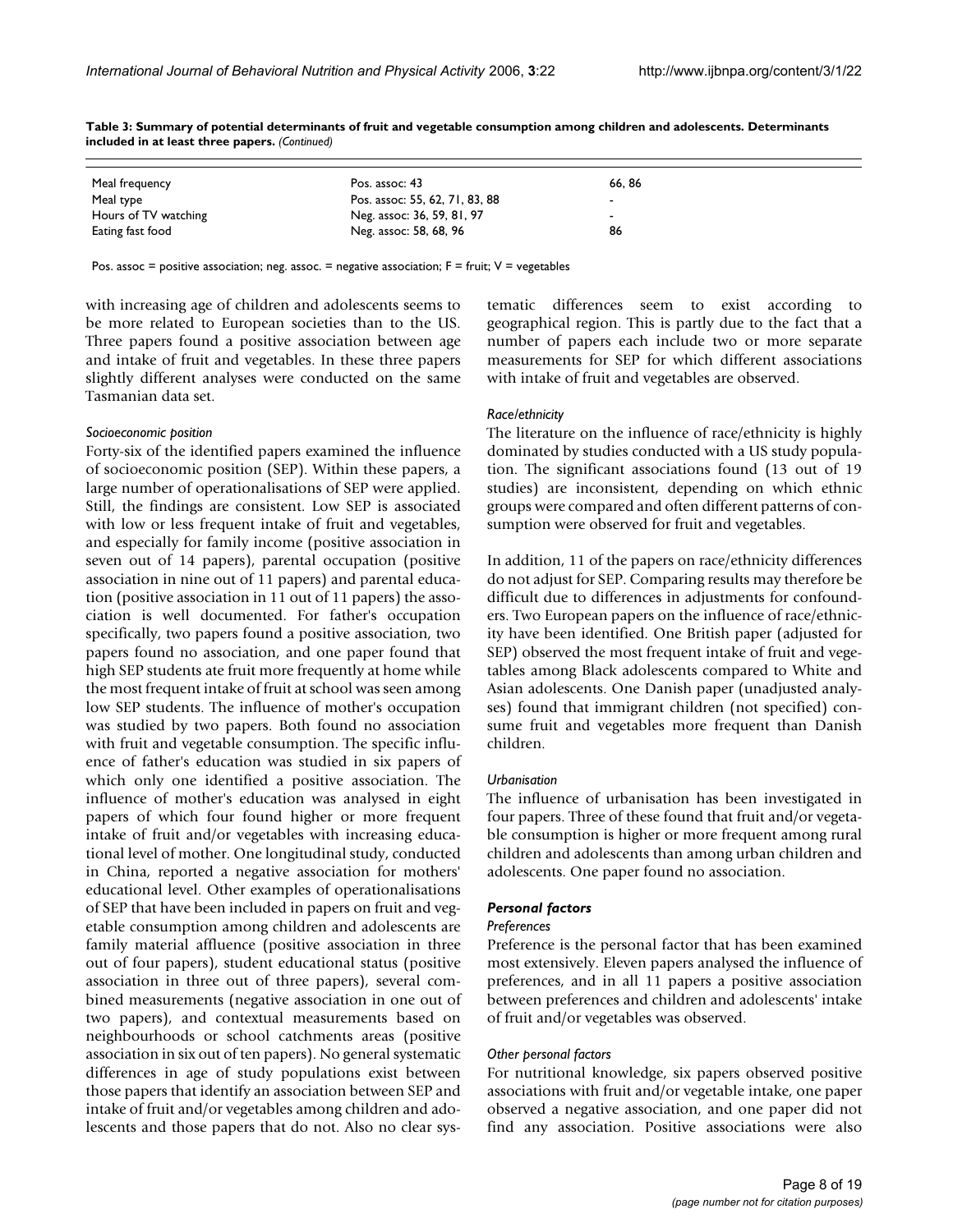**Table 3: Summary of potential determinants of fruit and vegetable consumption among children and adolescents. Determinants included in at least three papers.** *(Continued)*

| | | |
|---|---|---|
| Meal frequency | Pos. assoc: 43 | 66, 86 |
| Meal type | Pos. assoc: 55, 62, 71, 83, 88 | - |
| Hours of TV watching | Neg. assoc: 36, 59, 81, 97 | - |
| Eating fast food | Neg. assoc: 58, 68, 96 | 86 |

Pos. assoc = positive association; neg. assoc. = negative association; F = fruit; V = vegetables

with increasing age of children and adolescents seems to be more related to European societies than to the US. Three papers found a positive association between age and intake of fruit and vegetables. In these three papers slightly different analyses were conducted on the same Tasmanian data set.

*Socioeconomic position*

Forty-six of the identified papers examined the influence of socioeconomic position (SEP). Within these papers, a large number of operationalisations of SEP were applied. Still, the findings are consistent. Low SEP is associated with low or less frequent intake of fruit and vegetables, and especially for family income (positive association in seven out of 14 papers), parental occupation (positive association in nine out of 11 papers) and parental education (positive association in 11 out of 11 papers) the association is well documented. For father's occupation specifically, two papers found a positive association, two papers found no association, and one paper found that high SEP students ate fruit more frequently at home while the most frequent intake of fruit at school was seen among low SEP students. The influence of mother's occupation was studied by two papers. Both found no association with fruit and vegetable consumption. The specific influence of father's education was studied in six papers of which only one identified a positive association. The influence of mother's education was analysed in eight papers of which four found higher or more frequent intake of fruit and/or vegetables with increasing educational level of mother. One longitudinal study, conducted in China, reported a negative association for mothers' educational level. Other examples of operationalisations of SEP that have been included in papers on fruit and vegetable consumption among children and adolescents are family material affluence (positive association in three out of four papers), student educational status (positive association in three out of three papers), several combined measurements (negative association in one out of two papers), and contextual measurements based on neighbourhoods or school catchments areas (positive association in six out of ten papers). No general systematic differences in age of study populations exist between those papers that identify an association between SEP and intake of fruit and/or vegetables among children and adolescents and those papers that do not. Also no clear systematic differences seem to exist according to geographical region. This is partly due to the fact that a number of papers each include two or more separate measurements for SEP for which different associations with intake of fruit and vegetables are observed.

*Race/ethnicity*

The literature on the influence of race/ethnicity is highly dominated by studies conducted with a US study population. The significant associations found (13 out of 19 studies) are inconsistent, depending on which ethnic groups were compared and often different patterns of consumption were observed for fruit and vegetables.

In addition, 11 of the papers on race/ethnicity differences do not adjust for SEP. Comparing results may therefore be difficult due to differences in adjustments for confounders. Two European papers on the influence of race/ethnicity have been identified. One British paper (adjusted for SEP) observed the most frequent intake of fruit and vegetables among Black adolescents compared to White and Asian adolescents. One Danish paper (unadjusted analyses) found that immigrant children (not specified) consume fruit and vegetables more frequent than Danish children.

*Urbanisation*

The influence of urbanisation has been investigated in four papers. Three of these found that fruit and/or vegetable consumption is higher or more frequent among rural children and adolescents than among urban children and adolescents. One paper found no association.

### *Personal factors*

*Preferences*

Preference is the personal factor that has been examined most extensively. Eleven papers analysed the influence of preferences, and in all 11 papers a positive association between preferences and children and adolescents' intake of fruit and/or vegetables was observed.

*Other personal factors*

For nutritional knowledge, six papers observed positive associations with fruit and/or vegetable intake, one paper observed a negative association, and one paper did not find any association. Positive associations were also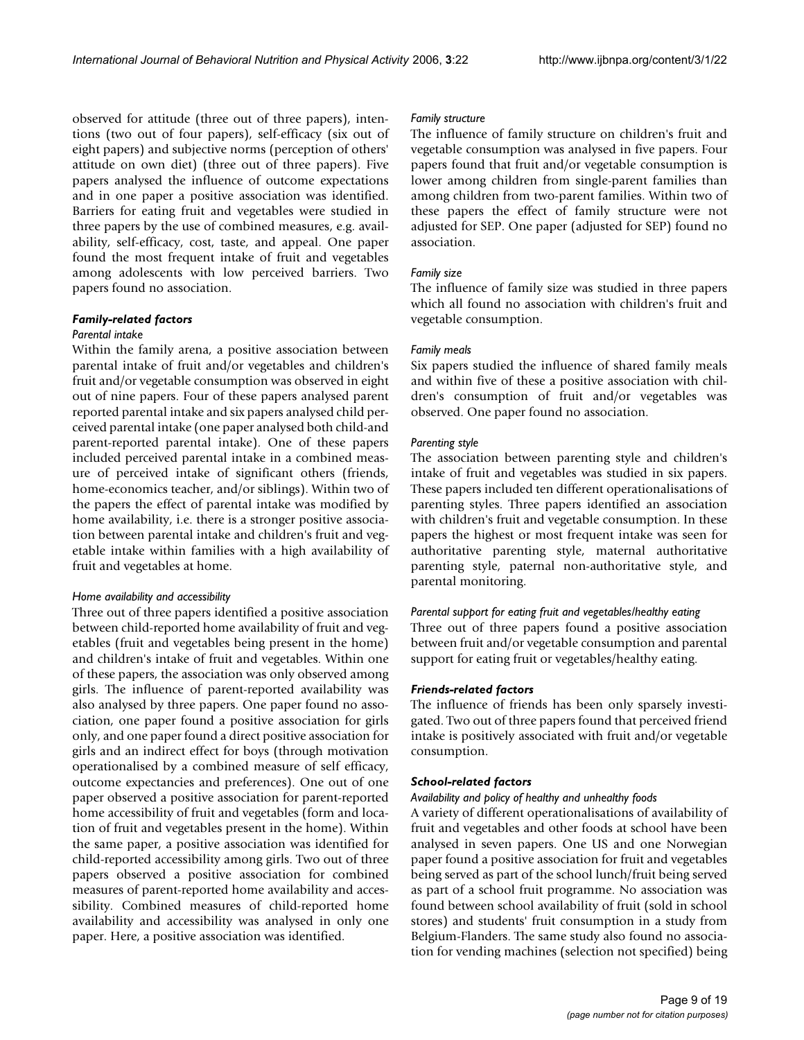observed for attitude (three out of three papers), intentions (two out of four papers), self-efficacy (six out of eight papers) and subjective norms (perception of others' attitude on own diet) (three out of three papers). Five papers analysed the influence of outcome expectations and in one paper a positive association was identified. Barriers for eating fruit and vegetables were studied in three papers by the use of combined measures, e.g. availability, self-efficacy, cost, taste, and appeal. One paper found the most frequent intake of fruit and vegetables among adolescents with low perceived barriers. Two papers found no association.

### *Family-related factors*

#### *Parental intake*

Within the family arena, a positive association between parental intake of fruit and/or vegetables and children's fruit and/or vegetable consumption was observed in eight out of nine papers. Four of these papers analysed parent reported parental intake and six papers analysed child perceived parental intake (one paper analysed both child-and parent-reported parental intake). One of these papers included perceived parental intake in a combined measure of perceived intake of significant others (friends, home-economics teacher, and/or siblings). Within two of the papers the effect of parental intake was modified by home availability, i.e. there is a stronger positive association between parental intake and children's fruit and vegetable intake within families with a high availability of fruit and vegetables at home.

#### *Home availability and accessibility*

Three out of three papers identified a positive association between child-reported home availability of fruit and vegetables (fruit and vegetables being present in the home) and children's intake of fruit and vegetables. Within one of these papers, the association was only observed among girls. The influence of parent-reported availability was also analysed by three papers. One paper found no association, one paper found a positive association for girls only, and one paper found a direct positive association for girls and an indirect effect for boys (through motivation operationalised by a combined measure of self efficacy, outcome expectancies and preferences). One out of one paper observed a positive association for parent-reported home accessibility of fruit and vegetables (form and location of fruit and vegetables present in the home). Within the same paper, a positive association was identified for child-reported accessibility among girls. Two out of three papers observed a positive association for combined measures of parent-reported home availability and accessibility. Combined measures of child-reported home availability and accessibility was analysed in only one paper. Here, a positive association was identified.

#### *Family structure*

The influence of family structure on children's fruit and vegetable consumption was analysed in five papers. Four papers found that fruit and/or vegetable consumption is lower among children from single-parent families than among children from two-parent families. Within two of these papers the effect of family structure were not adjusted for SEP. One paper (adjusted for SEP) found no association.

#### *Family size*

The influence of family size was studied in three papers which all found no association with children's fruit and vegetable consumption.

#### *Family meals*

Six papers studied the influence of shared family meals and within five of these a positive association with children's consumption of fruit and/or vegetables was observed. One paper found no association.

#### *Parenting style*

The association between parenting style and children's intake of fruit and vegetables was studied in six papers. These papers included ten different operationalisations of parenting styles. Three papers identified an association with children's fruit and vegetable consumption. In these papers the highest or most frequent intake was seen for authoritative parenting style, maternal authoritative parenting style, paternal non-authoritative style, and parental monitoring.

#### *Parental support for eating fruit and vegetables/healthy eating*

Three out of three papers found a positive association between fruit and/or vegetable consumption and parental support for eating fruit or vegetables/healthy eating.

### *Friends-related factors*

The influence of friends has been only sparsely investigated. Two out of three papers found that perceived friend intake is positively associated with fruit and/or vegetable consumption.

### *School-related factors*

#### *Availability and policy of healthy and unhealthy foods*

A variety of different operationalisations of availability of fruit and vegetables and other foods at school have been analysed in seven papers. One US and one Norwegian paper found a positive association for fruit and vegetables being served as part of the school lunch/fruit being served as part of a school fruit programme. No association was found between school availability of fruit (sold in school stores) and students' fruit consumption in a study from Belgium-Flanders. The same study also found no association for vending machines (selection not specified) being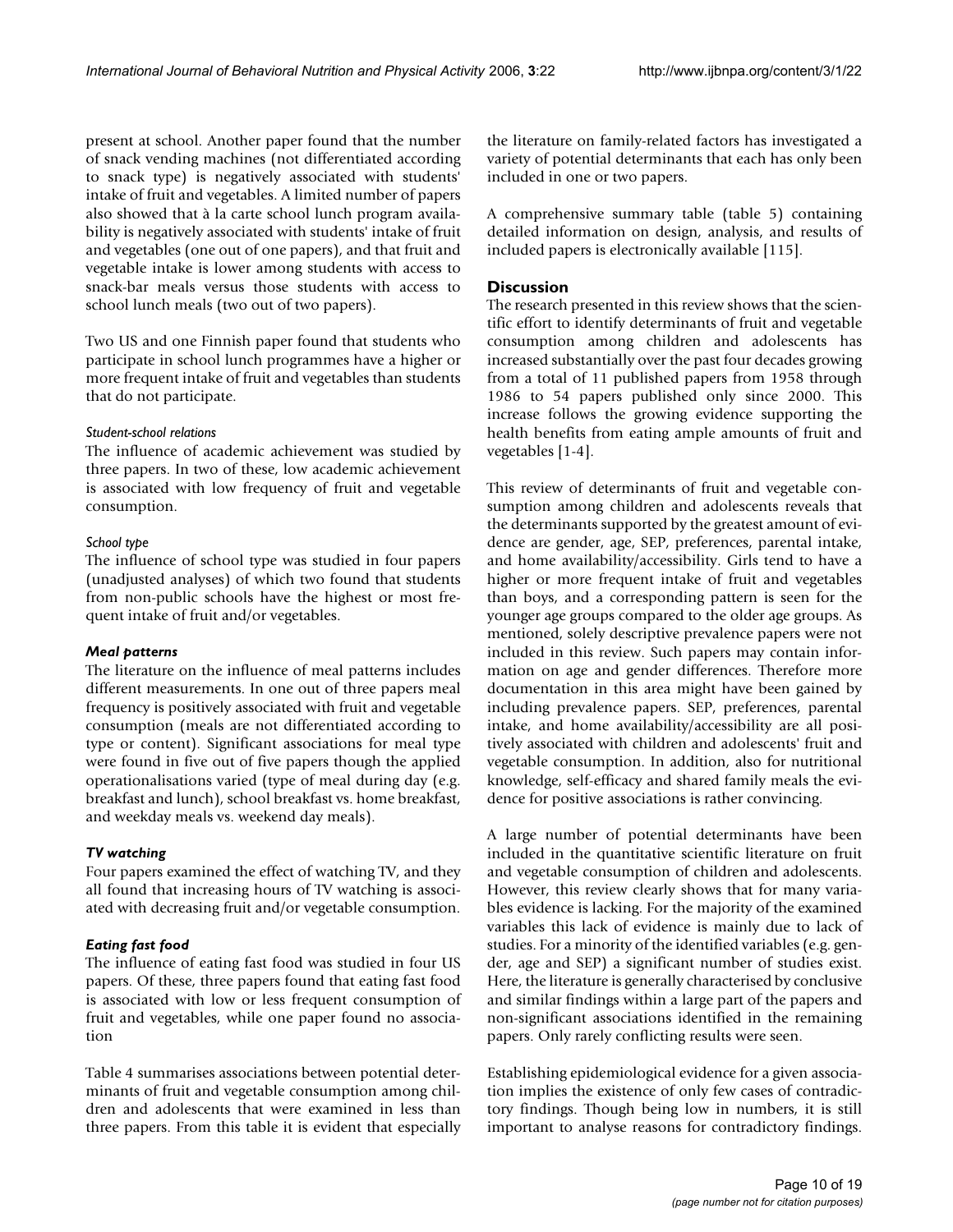present at school. Another paper found that the number of snack vending machines (not differentiated according to snack type) is negatively associated with students' intake of fruit and vegetables. A limited number of papers also showed that à la carte school lunch program availability is negatively associated with students' intake of fruit and vegetables (one out of one papers), and that fruit and vegetable intake is lower among students with access to snack-bar meals versus those students with access to school lunch meals (two out of two papers).

Two US and one Finnish paper found that students who participate in school lunch programmes have a higher or more frequent intake of fruit and vegetables than students that do not participate.

#### *Student-school relations*

The influence of academic achievement was studied by three papers. In two of these, low academic achievement is associated with low frequency of fruit and vegetable consumption.

#### *School type*

The influence of school type was studied in four papers (unadjusted analyses) of which two found that students from non-public schools have the highest or most frequent intake of fruit and/or vegetables.

### *Meal patterns*

The literature on the influence of meal patterns includes different measurements. In one out of three papers meal frequency is positively associated with fruit and vegetable consumption (meals are not differentiated according to type or content). Significant associations for meal type were found in five out of five papers though the applied operationalisations varied (type of meal during day (e.g. breakfast and lunch), school breakfast vs. home breakfast, and weekday meals vs. weekend day meals).

### *TV watching*

Four papers examined the effect of watching TV, and they all found that increasing hours of TV watching is associated with decreasing fruit and/or vegetable consumption.

### *Eating fast food*

The influence of eating fast food was studied in four US papers. Of these, three papers found that eating fast food is associated with low or less frequent consumption of fruit and vegetables, while one paper found no association

Table 4 summarises associations between potential determinants of fruit and vegetable consumption among children and adolescents that were examined in less than three papers. From this table it is evident that especially the literature on family-related factors has investigated a variety of potential determinants that each has only been included in one or two papers.

A comprehensive summary table (table 5) containing detailed information on design, analysis, and results of included papers is electronically available [115].

## Discussion

The research presented in this review shows that the scientific effort to identify determinants of fruit and vegetable consumption among children and adolescents has increased substantially over the past four decades growing from a total of 11 published papers from 1958 through 1986 to 54 papers published only since 2000. This increase follows the growing evidence supporting the health benefits from eating ample amounts of fruit and vegetables [1-4].

This review of determinants of fruit and vegetable consumption among children and adolescents reveals that the determinants supported by the greatest amount of evidence are gender, age, SEP, preferences, parental intake, and home availability/accessibility. Girls tend to have a higher or more frequent intake of fruit and vegetables than boys, and a corresponding pattern is seen for the younger age groups compared to the older age groups. As mentioned, solely descriptive prevalence papers were not included in this review. Such papers may contain information on age and gender differences. Therefore more documentation in this area might have been gained by including prevalence papers. SEP, preferences, parental intake, and home availability/accessibility are all positively associated with children and adolescents' fruit and vegetable consumption. In addition, also for nutritional knowledge, self-efficacy and shared family meals the evidence for positive associations is rather convincing.

A large number of potential determinants have been included in the quantitative scientific literature on fruit and vegetable consumption of children and adolescents. However, this review clearly shows that for many variables evidence is lacking. For the majority of the examined variables this lack of evidence is mainly due to lack of studies. For a minority of the identified variables (e.g. gender, age and SEP) a significant number of studies exist. Here, the literature is generally characterised by conclusive and similar findings within a large part of the papers and non-significant associations identified in the remaining papers. Only rarely conflicting results were seen.

Establishing epidemiological evidence for a given association implies the existence of only few cases of contradictory findings. Though being low in numbers, it is still important to analyse reasons for contradictory findings.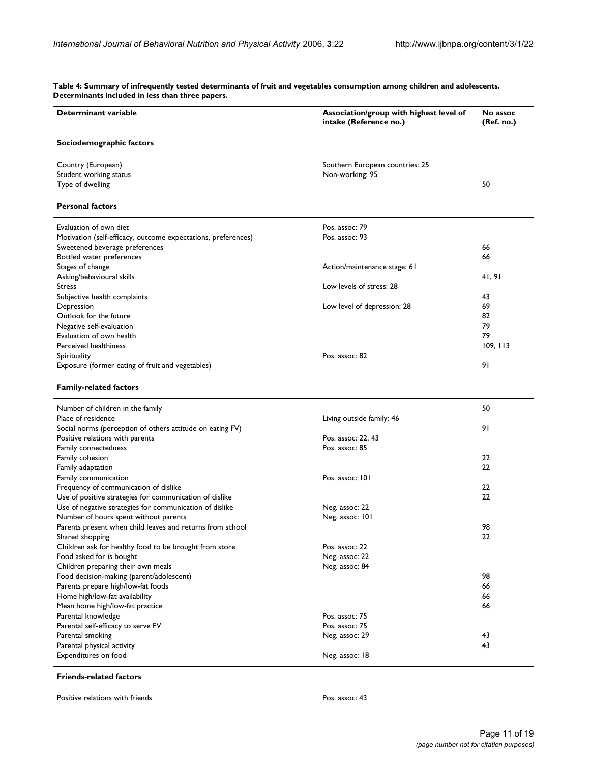**Table 4: Summary of infrequently tested determinants of fruit and vegetables consumption among children and adolescents. Determinants included in less than three papers.**

| Determinant variable | Association/group with highest level of intake (Reference no.) | No assoc (Ref. no.) |
|---|---|---|
| **Sociodemographic factors** | | |
| Country (European) | Southern European countries: 25 | |
| Student working status | Non-working: 95 | |
| Type of dwelling | | 50 |
| **Personal factors** | | |
| Evaluation of own diet | Pos. assoc: 79 | |
| Motivation (self-efficacy, outcome expectations, preferences) | Pos. assoc: 93 | |
| Sweetened beverage preferences | | 66 |
| Bottled water preferences | | 66 |
| Stages of change | Action/maintenance stage: 61 | |
| Asking/behavioural skills | | 41, 91 |
| Stress | Low levels of stress: 28 | |
| Subjective health complaints | | 43 |
| Depression | Low level of depression: 28 | 69 |
| Outlook for the future | | 82 |
| Negative self-evaluation | | 79 |
| Evaluation of own health | | 79 |
| Perceived healthiness | | 109, 113 |
| Spirituality | Pos. assoc: 82 | |
| Exposure (former eating of fruit and vegetables) | | 91 |
| **Family-related factors** | | |
| Number of children in the family | | 50 |
| Place of residence | Living outside family: 46 | |
| Social norms (perception of others attitude on eating FV) | | 91 |
| Positive relations with parents | Pos. assoc: 22, 43 | |
| Family connectedness | Pos. assoc: 85 | |
| Family cohesion | | 22 |
| Family adaptation | | 22 |
| Family communication | Pos. assoc: 101 | |
| Frequency of communication of dislike | | 22 |
| Use of positive strategies for communication of dislike | | 22 |
| Use of negative strategies for communication of dislike | Neg. assoc: 22 | |
| Number of hours spent without parents | Neg. assoc: 101 | |
| Parents present when child leaves and returns from school | | 98 |
| Shared shopping | | 22 |
| Children ask for healthy food to be brought from store | Pos. assoc: 22 | |
| Food asked for is bought | Neg. assoc: 22 | |
| Children preparing their own meals | Neg. assoc: 84 | |
| Food decision-making (parent/adolescent) | | 98 |
| Parents prepare high/low-fat foods | | 66 |
| Home high/low-fat availability | | 66 |
| Mean home high/low-fat practice | | 66 |
| Parental knowledge | Pos. assoc: 75 | |
| Parental self-efficacy to serve FV | Pos. assoc: 75 | |
| Parental smoking | Neg. assoc: 29 | 43 |
| Parental physical activity | | 43 |
| Expenditures on food | Neg. assoc: 18 | |
| **Friends-related factors** | | |
| Positive relations with friends | Pos. assoc: 43 | |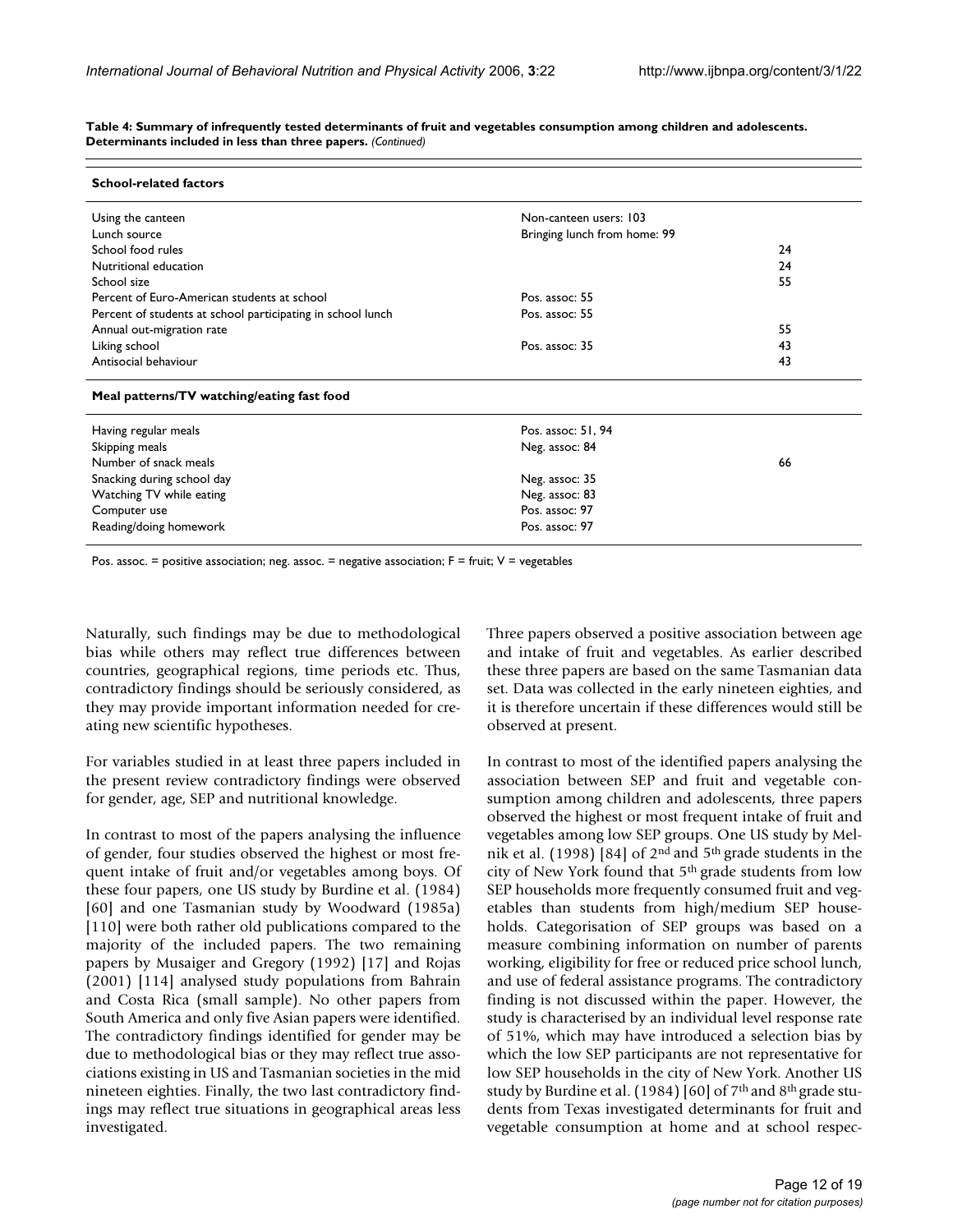**Table 4: Summary of infrequently tested determinants of fruit and vegetables consumption among children and adolescents. Determinants included in less than three papers.** *(Continued)*

| | | |
|---|---|---|
| **School-related factors** | | |
| Using the canteen | Non-canteen users: 103 | |
| Lunch source | Bringing lunch from home: 99 | |
| School food rules | | 24 |
| Nutritional education | | 24 |
| School size | | 55 |
| Percent of Euro-American students at school | Pos. assoc: 55 | |
| Percent of students at school participating in school lunch | Pos. assoc: 55 | |
| Annual out-migration rate | | 55 |
| Liking school | Pos. assoc: 35 | 43 |
| Antisocial behaviour | | 43 |
| **Meal patterns/TV watching/eating fast food** | | |
| Having regular meals | Pos. assoc: 51, 94 | |
| Skipping meals | Neg. assoc: 84 | |
| Number of snack meals | | 66 |
| Snacking during school day | Neg. assoc: 35 | |
| Watching TV while eating | Neg. assoc: 83 | |
| Computer use | Pos. assoc: 97 | |
| Reading/doing homework | Pos. assoc: 97 | |

Pos. assoc. = positive association; neg. assoc. = negative association; F = fruit; V = vegetables

Naturally, such findings may be due to methodological bias while others may reflect true differences between countries, geographical regions, time periods etc. Thus, contradictory findings should be seriously considered, as they may provide important information needed for creating new scientific hypotheses.

For variables studied in at least three papers included in the present review contradictory findings were observed for gender, age, SEP and nutritional knowledge.

In contrast to most of the papers analysing the influence of gender, four studies observed the highest or most frequent intake of fruit and/or vegetables among boys. Of these four papers, one US study by Burdine et al. (1984) [60] and one Tasmanian study by Woodward (1985a) [110] were both rather old publications compared to the majority of the included papers. The two remaining papers by Musaiger and Gregory (1992) [17] and Rojas (2001) [114] analysed study populations from Bahrain and Costa Rica (small sample). No other papers from South America and only five Asian papers were identified. The contradictory findings identified for gender may be due to methodological bias or they may reflect true associations existing in US and Tasmanian societies in the mid nineteen eighties. Finally, the two last contradictory findings may reflect true situations in geographical areas less investigated.

Three papers observed a positive association between age and intake of fruit and vegetables. As earlier described these three papers are based on the same Tasmanian data set. Data was collected in the early nineteen eighties, and it is therefore uncertain if these differences would still be observed at present.

In contrast to most of the identified papers analysing the association between SEP and fruit and vegetable consumption among children and adolescents, three papers observed the highest or most frequent intake of fruit and vegetables among low SEP groups. One US study by Melnik et al. (1998) [84] of 2nd and 5th grade students in the city of New York found that 5th grade students from low SEP households more frequently consumed fruit and vegetables than students from high/medium SEP households. Categorisation of SEP groups was based on a measure combining information on number of parents working, eligibility for free or reduced price school lunch, and use of federal assistance programs. The contradictory finding is not discussed within the paper. However, the study is characterised by an individual level response rate of 51%, which may have introduced a selection bias by which the low SEP participants are not representative for low SEP households in the city of New York. Another US study by Burdine et al. (1984) [60] of 7th and 8th grade students from Texas investigated determinants for fruit and vegetable consumption at home and at school respec-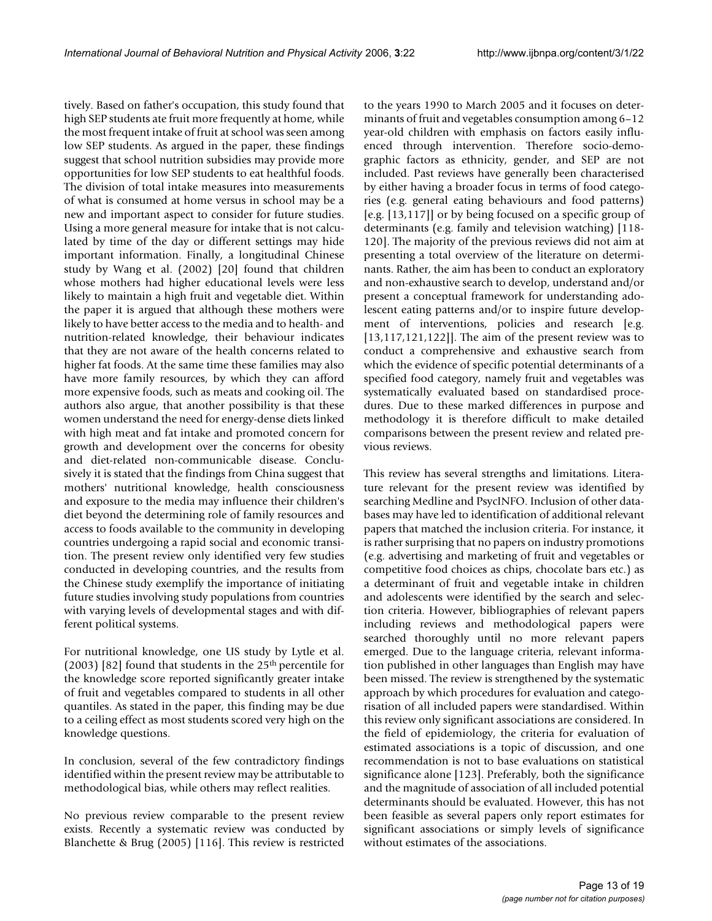tively. Based on father's occupation, this study found that high SEP students ate fruit more frequently at home, while the most frequent intake of fruit at school was seen among low SEP students. As argued in the paper, these findings suggest that school nutrition subsidies may provide more opportunities for low SEP students to eat healthful foods. The division of total intake measures into measurements of what is consumed at home versus in school may be a new and important aspect to consider for future studies. Using a more general measure for intake that is not calculated by time of the day or different settings may hide important information. Finally, a longitudinal Chinese study by Wang et al. (2002) [20] found that children whose mothers had higher educational levels were less likely to maintain a high fruit and vegetable diet. Within the paper it is argued that although these mothers were likely to have better access to the media and to health- and nutrition-related knowledge, their behaviour indicates that they are not aware of the health concerns related to higher fat foods. At the same time these families may also have more family resources, by which they can afford more expensive foods, such as meats and cooking oil. The authors also argue, that another possibility is that these women understand the need for energy-dense diets linked with high meat and fat intake and promoted concern for growth and development over the concerns for obesity and diet-related non-communicable disease. Conclusively it is stated that the findings from China suggest that mothers' nutritional knowledge, health consciousness and exposure to the media may influence their children's diet beyond the determining role of family resources and access to foods available to the community in developing countries undergoing a rapid social and economic transition. The present review only identified very few studies conducted in developing countries, and the results from the Chinese study exemplify the importance of initiating future studies involving study populations from countries with varying levels of developmental stages and with different political systems.

For nutritional knowledge, one US study by Lytle et al. (2003) [82] found that students in the 25th percentile for the knowledge score reported significantly greater intake of fruit and vegetables compared to students in all other quantiles. As stated in the paper, this finding may be due to a ceiling effect as most students scored very high on the knowledge questions.

In conclusion, several of the few contradictory findings identified within the present review may be attributable to methodological bias, while others may reflect realities.

No previous review comparable to the present review exists. Recently a systematic review was conducted by Blanchette & Brug (2005) [116]. This review is restricted to the years 1990 to March 2005 and it focuses on determinants of fruit and vegetables consumption among 6–12 year-old children with emphasis on factors easily influenced through intervention. Therefore socio-demographic factors as ethnicity, gender, and SEP are not included. Past reviews have generally been characterised by either having a broader focus in terms of food categories (e.g. general eating behaviours and food patterns) [e.g. [13,117]] or by being focused on a specific group of determinants (e.g. family and television watching) [118-120]. The majority of the previous reviews did not aim at presenting a total overview of the literature on determinants. Rather, the aim has been to conduct an exploratory and non-exhaustive search to develop, understand and/or present a conceptual framework for understanding adolescent eating patterns and/or to inspire future development of interventions, policies and research [e.g. [13,117,121,122]]. The aim of the present review was to conduct a comprehensive and exhaustive search from which the evidence of specific potential determinants of a specified food category, namely fruit and vegetables was systematically evaluated based on standardised procedures. Due to these marked differences in purpose and methodology it is therefore difficult to make detailed comparisons between the present review and related previous reviews.

This review has several strengths and limitations. Literature relevant for the present review was identified by searching Medline and PsycINFO. Inclusion of other databases may have led to identification of additional relevant papers that matched the inclusion criteria. For instance, it is rather surprising that no papers on industry promotions (e.g. advertising and marketing of fruit and vegetables or competitive food choices as chips, chocolate bars etc.) as a determinant of fruit and vegetable intake in children and adolescents were identified by the search and selection criteria. However, bibliographies of relevant papers including reviews and methodological papers were searched thoroughly until no more relevant papers emerged. Due to the language criteria, relevant information published in other languages than English may have been missed. The review is strengthened by the systematic approach by which procedures for evaluation and categorisation of all included papers were standardised. Within this review only significant associations are considered. In the field of epidemiology, the criteria for evaluation of estimated associations is a topic of discussion, and one recommendation is not to base evaluations on statistical significance alone [123]. Preferably, both the significance and the magnitude of association of all included potential determinants should be evaluated. However, this has not been feasible as several papers only report estimates for significant associations or simply levels of significance without estimates of the associations.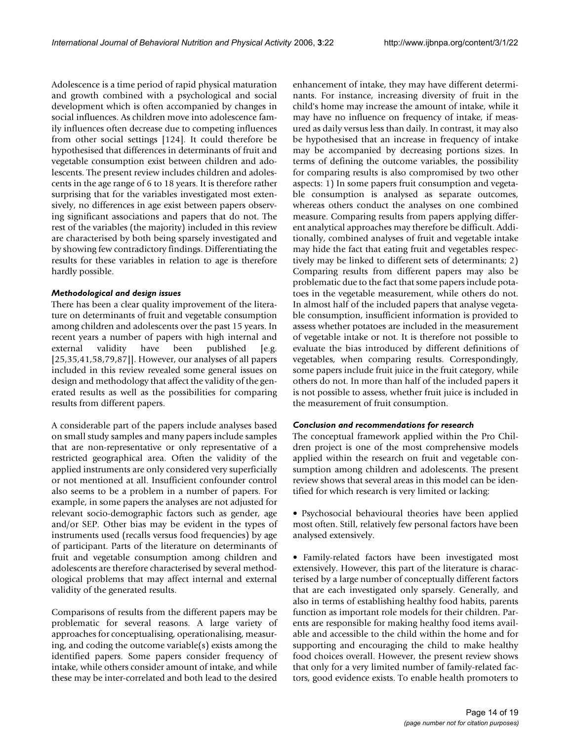Adolescence is a time period of rapid physical maturation and growth combined with a psychological and social development which is often accompanied by changes in social influences. As children move into adolescence family influences often decrease due to competing influences from other social settings [124]. It could therefore be hypothesised that differences in determinants of fruit and vegetable consumption exist between children and adolescents. The present review includes children and adolescents in the age range of 6 to 18 years. It is therefore rather surprising that for the variables investigated most extensively, no differences in age exist between papers observing significant associations and papers that do not. The rest of the variables (the majority) included in this review are characterised by both being sparsely investigated and by showing few contradictory findings. Differentiating the results for these variables in relation to age is therefore hardly possible.

#### *Methodological and design issues*

There has been a clear quality improvement of the literature on determinants of fruit and vegetable consumption among children and adolescents over the past 15 years. In recent years a number of papers with high internal and external validity have been published [e.g. [25,35,41,58,79,87]]. However, our analyses of all papers included in this review revealed some general issues on design and methodology that affect the validity of the generated results as well as the possibilities for comparing results from different papers.

A considerable part of the papers include analyses based on small study samples and many papers include samples that are non-representative or only representative of a restricted geographical area. Often the validity of the applied instruments are only considered very superficially or not mentioned at all. Insufficient confounder control also seems to be a problem in a number of papers. For example, in some papers the analyses are not adjusted for relevant socio-demographic factors such as gender, age and/or SEP. Other bias may be evident in the types of instruments used (recalls versus food frequencies) by age of participant. Parts of the literature on determinants of fruit and vegetable consumption among children and adolescents are therefore characterised by several methodological problems that may affect internal and external validity of the generated results.

Comparisons of results from the different papers may be problematic for several reasons. A large variety of approaches for conceptualising, operationalising, measuring, and coding the outcome variable(s) exists among the identified papers. Some papers consider frequency of intake, while others consider amount of intake, and while these may be inter-correlated and both lead to the desired enhancement of intake, they may have different determinants. For instance, increasing diversity of fruit in the child's home may increase the amount of intake, while it may have no influence on frequency of intake, if measured as daily versus less than daily. In contrast, it may also be hypothesised that an increase in frequency of intake may be accompanied by decreasing portions sizes. In terms of defining the outcome variables, the possibility for comparing results is also compromised by two other aspects: 1) In some papers fruit consumption and vegetable consumption is analysed as separate outcomes, whereas others conduct the analyses on one combined measure. Comparing results from papers applying different analytical approaches may therefore be difficult. Additionally, combined analyses of fruit and vegetable intake may hide the fact that eating fruit and vegetables respectively may be linked to different sets of determinants; 2) Comparing results from different papers may also be problematic due to the fact that some papers include potatoes in the vegetable measurement, while others do not. In almost half of the included papers that analyse vegetable consumption, insufficient information is provided to assess whether potatoes are included in the measurement of vegetable intake or not. It is therefore not possible to evaluate the bias introduced by different definitions of vegetables, when comparing results. Correspondingly, some papers include fruit juice in the fruit category, while others do not. In more than half of the included papers it is not possible to assess, whether fruit juice is included in the measurement of fruit consumption.

#### *Conclusion and recommendations for research*

The conceptual framework applied within the Pro Children project is one of the most comprehensive models applied within the research on fruit and vegetable consumption among children and adolescents. The present review shows that several areas in this model can be identified for which research is very limited or lacking:

- Psychosocial behavioural theories have been applied most often. Still, relatively few personal factors have been analysed extensively.

- Family-related factors have been investigated most extensively. However, this part of the literature is characterised by a large number of conceptually different factors that are each investigated only sparsely. Generally, and also in terms of establishing healthy food habits, parents function as important role models for their children. Parents are responsible for making healthy food items available and accessible to the child within the home and for supporting and encouraging the child to make healthy food choices overall. However, the present review shows that only for a very limited number of family-related factors, good evidence exists. To enable health promoters to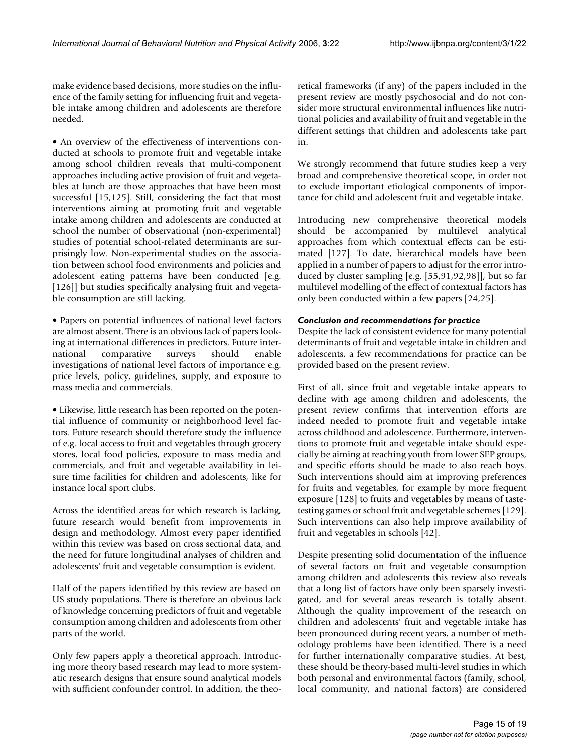make evidence based decisions, more studies on the influence of the family setting for influencing fruit and vegetable intake among children and adolescents are therefore needed.

- An overview of the effectiveness of interventions conducted at schools to promote fruit and vegetable intake among school children reveals that multi-component approaches including active provision of fruit and vegetables at lunch are those approaches that have been most successful [15,125]. Still, considering the fact that most interventions aiming at promoting fruit and vegetable intake among children and adolescents are conducted at school the number of observational (non-experimental) studies of potential school-related determinants are surprisingly low. Non-experimental studies on the association between school food environments and policies and adolescent eating patterns have been conducted [e.g. [126]] but studies specifically analysing fruit and vegetable consumption are still lacking.

- Papers on potential influences of national level factors are almost absent. There is an obvious lack of papers looking at international differences in predictors. Future international comparative surveys should enable investigations of national level factors of importance e.g. price levels, policy, guidelines, supply, and exposure to mass media and commercials.

- Likewise, little research has been reported on the potential influence of community or neighborhood level factors. Future research should therefore study the influence of e.g. local access to fruit and vegetables through grocery stores, local food policies, exposure to mass media and commercials, and fruit and vegetable availability in leisure time facilities for children and adolescents, like for instance local sport clubs.

Across the identified areas for which research is lacking, future research would benefit from improvements in design and methodology. Almost every paper identified within this review was based on cross sectional data, and the need for future longitudinal analyses of children and adolescents' fruit and vegetable consumption is evident.

Half of the papers identified by this review are based on US study populations. There is therefore an obvious lack of knowledge concerning predictors of fruit and vegetable consumption among children and adolescents from other parts of the world.

Only few papers apply a theoretical approach. Introducing more theory based research may lead to more systematic research designs that ensure sound analytical models with sufficient confounder control. In addition, the theoretical frameworks (if any) of the papers included in the present review are mostly psychosocial and do not consider more structural environmental influences like nutritional policies and availability of fruit and vegetable in the different settings that children and adolescents take part in.

We strongly recommend that future studies keep a very broad and comprehensive theoretical scope, in order not to exclude important etiological components of importance for child and adolescent fruit and vegetable intake.

Introducing new comprehensive theoretical models should be accompanied by multilevel analytical approaches from which contextual effects can be estimated [127]. To date, hierarchical models have been applied in a number of papers to adjust for the error introduced by cluster sampling [e.g. [55,91,92,98]], but so far multilevel modelling of the effect of contextual factors has only been conducted within a few papers [24,25].

### *Conclusion and recommendations for practice*

Despite the lack of consistent evidence for many potential determinants of fruit and vegetable intake in children and adolescents, a few recommendations for practice can be provided based on the present review.

First of all, since fruit and vegetable intake appears to decline with age among children and adolescents, the present review confirms that intervention efforts are indeed needed to promote fruit and vegetable intake across childhood and adolescence. Furthermore, interventions to promote fruit and vegetable intake should especially be aiming at reaching youth from lower SEP groups, and specific efforts should be made to also reach boys. Such interventions should aim at improving preferences for fruits and vegetables, for example by more frequent exposure [128] to fruits and vegetables by means of taste-testing games or school fruit and vegetable schemes [129]. Such interventions can also help improve availability of fruit and vegetables in schools [42].

Despite presenting solid documentation of the influence of several factors on fruit and vegetable consumption among children and adolescents this review also reveals that a long list of factors have only been sparsely investigated, and for several areas research is totally absent. Although the quality improvement of the research on children and adolescents' fruit and vegetable intake has been pronounced during recent years, a number of methodology problems have been identified. There is a need for further internationally comparative studies. At best, these should be theory-based multi-level studies in which both personal and environmental factors (family, school, local community, and national factors) are considered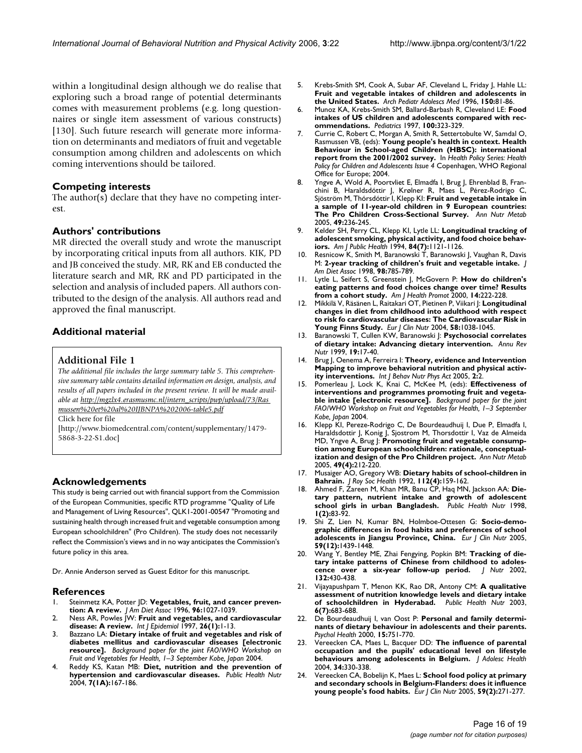within a longitudinal design although we do realise that exploring such a broad range of potential determinants comes with measurement problems (e.g. long questionnaires or single item assessment of various constructs) [130]. Such future research will generate more information on determinants and mediators of fruit and vegetable consumption among children and adolescents on which coming interventions should be tailored.

## Competing interests

The author(s) declare that they have no competing interest.

## Authors' contributions

MR directed the overall study and wrote the manuscript by incorporating critical inputs from all authors. KIK, PD and JB conceived the study. MR, RK and EB conducted the literature search and MR, RK and PD participated in the selection and analysis of included papers. All authors contributed to the design of the analysis. All authors read and approved the final manuscript.

## Additional material

### Additional File 1

*The additional file includes the large summary table 5. This comprehensive summary table contains detailed information on design, analysis, and results of all papers included in the present review. It will be made available at http://mgzlx4.erasmusmc.nl/intern_scripts/pwp/upload/73/Rasmussen%20et%20al%20IJBNPA%202006-table5.pdf*

Click here for file

[http://www.biomedcentral.com/content/supplementary/1479-5868-3-22-S1.doc]

## Acknowledgements

This study is being carried out with financial support from the Commission of the European Communities, specific RTD programme "Quality of Life and Management of Living Resources", QLK1-2001-00547 "Promoting and sustaining health through increased fruit and vegetable consumption among European schoolchildren" (Pro Children). The study does not necessarily reflect the Commission's views and in no way anticipates the Commission's future policy in this area.

Dr. Annie Anderson served as Guest Editor for this manuscript.

## References

1. Steinmetz KA, Potter JD: **Vegetables, fruit, and cancer prevention: A review.** *J Am Diet Assoc* 1996, **96:**1027-1039.
2. Ness AR, Powles JW: **Fruit and vegetables, and cardiovascular disease: A review.** *Int J Epidemiol* 1997, **26(1):**1-13.
3. Bazzano LA: **Dietary intake of fruit and vegetables and risk of diabetes mellitus and cardiovascular diseases [electronic resource].** *Background paper for the joint FAO/WHO Workshop on Fruit and Vegetables for Health, 1–3 September Kobe, Japan* 2004.
4. Reddy KS, Katan MB: **Diet, nutrition and the prevention of hypertension and cardiovascular diseases.** *Public Health Nutr* 2004, **7(1A):**167-186.
5. Krebs-Smith SM, Cook A, Subar AF, Cleveland L, Friday J, Hahle LL: **Fruit and vegetable intakes of children and adolescents in the United States.** *Arch Pediatr Adolescs Med* 1996, **150:**81-86.
6. Munoz KA, Krebs-Smith SM, Ballard-Barbash R, Cleveland LE: **Food intakes of US children and adolescents compared with recommendations.** *Pediatrics* 1997, **100:**323-329.
7. Currie C, Robert C, Morgan A, Smith R, Settertobulte W, Samdal O, Rasmussen VB, (eds): **Young people's health in context. Health Behaviour in School-aged Children (HBSC): international report from the 2001/2002 survey.** In *Health Policy Series: Health Policy for Children and Adolescents Issue 4* Copenhagen, WHO Regional Office for Europe; 2004.
8. Yngve A, Wold A, Poortvliet E, Elmadfa I, Brug J, Ehrenblad B, Franchini B, Haraldsdóttir J, Krølner R, Maes L, Pérez-Rodrigo C, Sjöström M, Thórsdóttir I, Klepp KI: **Fruit and vegetable intake in a sample of 11-year-old children in 9 European countries: The Pro Children Cross-Sectional Survey.** *Ann Nutr Metab* 2005, **49:**236-245.
9. Kelder SH, Perry CL, Klepp KI, Lytle LL: **Longitudinal tracking of adolescent smoking, physical activity, and food choice behaviors.** *Am J Public Health* 1994, **84(7):**1121-1126.
10. Resnicow K, Smith M, Baranowski T, Baranowski J, Vaughan R, Davis M: **2-year tracking of children's fruit and vegetable intake.** *J Am Diet Assoc* 1998, **98:**785-789.
11. Lytle L, Seifert S, Greenstein J, McGovern P: **How do children's eating patterns and food choices change over time? Results from a cohort study.** *Am J Health Promot* 2000, **14:**222-228.
12. Mikkilä V, Räsänen L, Raitakari OT, Pietinen P, Viikari J: **Longitudinal changes in diet from childhood into adulthood with respect to risk fo cardiovascular diseases: The Cardiovascular Risk in Young Finns Study.** *Eur J Clin Nutr* 2004, **58:**1038-1045.
13. Baranowski T, Cullen KW, Baranowski J: **Psychosocial correlates of dietary intake: Advancing dietary intervention.** *Annu Rev Nutr* 1999, **19:**17-40.
14. Brug J, Oenema A, Ferreira I: **Theory, evidence and Intervention Mapping to improve behavioral nutrition and physical activity interventions.** *Int J Behav Nutr Phys Act* 2005, **2:**2.
15. Pomerleau J, Lock K, Knai C, McKee M, (eds): **Effectiveness of interventions and programmes promoting fruit and vegetable intake [electronic resource].** *Background paper for the joint FAO/WHO Workshop on Fruit and Vegetables for Health, 1–3 September Kobe, Japan* 2004.
16. Klepp KI, Pereze-Rodrigo C, De Bourdeaudhuij I, Due P, Elmadfa I, Haraldsdottir J, Konig J, Sjostrom M, Thorsdottir I, Vaz de Almeida MD, Yngve A, Brug J: **Promoting fruit and vegetable consumption among European schoolchildren: rationale, conceptualization and design of the Pro Children project.** *Ann Nutr Metab* 2005, **49(4):**212-220.
17. Musaiger AO, Gregory WB: **Dietary habits of school-children in Bahrain.** *J Roy Soc Health* 1992, **112(4):**159-162.
18. Ahmed F, Zareen M, Khan MR, Banu CP, Haq MN, Jackson AA: **Dietary pattern, nutrient intake and growth of adolescent school girls in urban Bangladesh.** *Public Health Nutr* 1998, **1(2):**83-92.
19. Shi Z, Lien N, Kumar BN, Holmboe-Ottesen G: **Socio-demographic differences in food habits and preferences of school adolescents in Jiangsu Province, China.** *Eur J Clin Nutr* 2005, **59(12):**1439-1448.
20. Wang Y, Bentley ME, Zhai Fengying, Popkin BM: **Tracking of dietary intake patterns of Chinese from childhood to adolescence over a six-year follow-up period.** *J Nutr* 2002, **132:**430-438.
21. Vijayapushpam T, Menon KK, Rao DR, Antony CM: **A qualitative assessment of nutrition knowledge levels and dietary intake of schoolchildren in Hyderabad.** *Public Health Nutr* 2003, **6(7):**683-688.
22. De Bourdeaudhuij I, van Oost P: **Personal and family determinants of dietary behaviour in adolescents and their parents.** *Psychol Health* 2000, **15:**751-770.
23. Vereecken CA, Maes L, Bacquer DD: **The influence of parental occupation and the pupils' educational level on lifestyle behaviours among adolescents in Belgium.** *J Adolesc Health* 2004, **34:**330-338.
24. Vereecken CA, Bobelijn K, Maes L: **School food policy at primary and secondary schools in Belgium-Flanders: does it influence young people's food habits.** *Eur J Clin Nutr* 2005, **59(2):**271-277.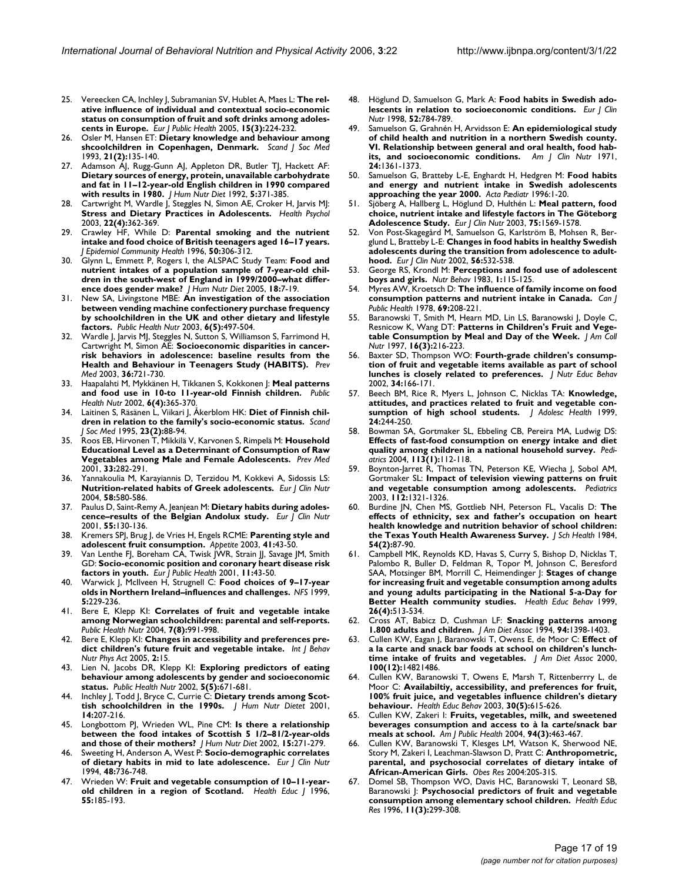25. Vereecken CA, Inchley J, Subramanian SV, Hublet A, Maes L: **The relative influence of individual and contextual socio-economic status on consumption of fruit and soft drinks among adolescents in Europe.** *Eur J Public Health* 2005, **15(3):**224-232.
26. Osler M, Hansen ET: **Dietary knowledge and behaviour among shcoolchildren in Copenhagen, Denmark.** *Scand J Soc Med* 1993, **21(2):**135-140.
27. Adamson AJ, Rugg-Gunn AJ, Appleton DR, Butler TJ, Hackett AF: **Dietary sources of energy, protein, unavailable carbohydrate and fat in 11–12-year-old English children in 1990 compared with results in 1980.** *J Hum Nutr Diet* 1992, **5:**371-385.
28. Cartwright M, Wardle J, Steggles N, Simon AE, Croker H, Jarvis MJ: **Stress and Dietary Practices in Adolescents.** *Health Psychol* 2003, **22(4):**362-369.
29. Crawley HF, While D: **Parental smoking and the nutrient intake and food choice of British teenagers aged 16–17 years.** *J Epidemiol Community Health* 1996, **50:**306-312.
30. Glynn L, Emmett P, Rogers I, the ALSPAC Study Team: **Food and nutrient intakes of a population sample of 7-year-old children in the south-west of England in 1999/2000–what difference does gender make?** *J Hum Nutr Diet* 2005, **18:**7-19.
31. New SA, Livingstone MBE: **An investigation of the association between vending machine confectionery purchase frequency by schoolchildren in the UK and other dietary and lifestyle factors.** *Public Health Nutr* 2003, **6(5):**497-504.
32. Wardle J, Jarvis MJ, Steggles N, Sutton S, Williamson S, Farrimond H, Cartwright M, Simon AE: **Socioeconomic disparities in cancer-risk behaviors in adolescence: baseline results from the Health and Behaviour in Teenagers Study (HABITS).** *Prev Med* 2003, **36:**721-730.
33. Haapalahti M, Mykkänen H, Tikkanen S, Kokkonen J: **Meal patterns and food use in 10-to 11-year-old Finnish children.** *Public Health Nutr* 2002, **6(4):**365-370.
34. Laitinen S, Räsänen L, Viikari J, Åkerblom HK: **Diet of Finnish children in relation to the family's socio-economic status.** *Scand J Soc Med* 1995, **23(2):**88-94.
35. Roos EB, Hirvonen T, Mikkilä V, Karvonen S, Rimpelä M: **Household Educational Level as a Determinant of Consumption of Raw Vegetables among Male and Female Adolescents.** *Prev Med* 2001, **33:**282-291.
36. Yannakoulia M, Karayiannis D, Terzidou M, Kokkevi A, Sidossis LS: **Nutrition-related habits of Greek adolescents.** *Eur J Clin Nutr* 2004, **58:**580-586.
37. Paulus D, Saint-Remy A, Jeanjean M: **Dietary habits during adolescence–results of the Belgian Andolux study.** *Eur J Clin Nutr* 2001, **55:**130-136.
38. Kremers SPJ, Brug J, de Vries H, Engels RCME: **Parenting style and adolescent fruit consumption.** *Appetite* 2003, **41:**43-50.
39. Van Lenthe FJ, Boreham CA, Twisk JWR, Strain JJ, Savage JM, Smith GD: **Socio-economic position and coronary heart disease risk factors in youth.** *Eur J Public Health* 2001, **11:**43-50.
40. Warwick J, McIlveen H, Strugnell C: **Food choices of 9–17-year olds in Northern Ireland–influences and challenges.** *NFS* 1999, **5:**229-236.
41. Bere E, Klepp KI: **Correlates of fruit and vegetable intake among Norwegian schoolchildren: parental and self-reports.** *Public Health Nutr* 2004, **7(8):**991-998.
42. Bere E, Klepp KI: **Changes in accessibility and preferences predict children's future fruit and vegetable intake.** *Int J Behav Nutr Phys Act* 2005, **2:**15.
43. Lien N, Jacobs DR, Klepp KI: **Exploring predictors of eating behaviour among adolescents by gender and socioeconomic status.** *Public Health Nutr* 2002, **5(5):**671-681.
44. Inchley J, Todd J, Bryce C, Currie C: **Dietary trends among Scottish schoolchildren in the 1990s.** *J Hum Nutr Dietet* 2001, **14:**207-216.
45. Longbottom PJ, Wrieden WL, Pine CM: **Is there a relationship between the food intakes of Scottish 5 1/2–81/2-year-olds and those of their mothers?** *J Hum Nutr Diet* 2002, **15:**271-279.
46. Sweeting H, Anderson A, West P: **Socio-demographic correlates of dietary habits in mid to late adolescence.** *Eur J Clin Nutr* 1994, **48:**736-748.
47. Wrieden W: **Fruit and vegetable consumption of 10–11-year-old children in a region of Scotland.** *Health Educ J* 1996, **55:**185-193.
48. Höglund D, Samuelson G, Mark A: **Food habits in Swedish adolescents in relation to socioeconomic conditions.** *Eur J Clin Nutr* 1998, **52:**784-789.
49. Samuelson G, Grahnén H, Arvidsson E: **An epidemiological study of child health and nutrition in a northern Swedish county. VI. Relationship between general and oral health, food habits, and socioeconomic conditions.** *Am J Clin Nutr* 1971, **24:**1361-1373.
50. Samuelson G, Bratteby L-E, Enghardt H, Hedgren M: **Food habits and energy and nutrient intake in Swedish adolescents approaching the year 2000.** *Acta Pædiatr* 1996:1-20.
51. Sjöberg A, Hallberg L, Höglund D, Hulthén L: **Meal pattern, food choice, nutrient intake and lifestyle factors in The Göteborg Adolescence Study.** *Eur J Clin Nutr* 2003, **75:**1569-1578.
52. Von Post-Skagegård M, Samuelson G, Karlström B, Mohsen R, Berglund L, Bratteby L-E: **Changes in food habits in healthy Swedish adolescents during the transition from adolescence to adulthood.** *Eur J Clin Nutr* 2002, **56:**532-538.
53. George RS, Krondl M: **Perceptions and food use of adolescent boys and girls.** *Nutr Behav* 1983, **1:**115-125.
54. Myres AW, Kroetsch D: **The influence of family income on food consumption patterns and nutrient intake in Canada.** *Can J Public Health* 1978, **69:**208-221.
55. Baranowski T, Smith M, Hearn MD, Lin LS, Baranowski J, Doyle C, Resnicow K, Wang DT: **Patterns in Children's Fruit and Vegetable Consumption by Meal and Day of the Week.** *J Am Coll Nutr* 1997, **16(3):**216-223.
56. Baxter SD, Thompson WO: **Fourth-grade children's consumption of fruit and vegetable items available as part of school lunches is closely related to preferences.** *J Nutr Educ Behav* 2002, **34:**166-171.
57. Beech BM, Rice R, Myers L, Johnson C, Nicklas TA: **Knowledge, attitudes, and practices related to fruit and vegetable consumption of high school students.** *J Adolesc Health* 1999, **24:**244-250.
58. Bowman SA, Gortmaker SL, Ebbeling CB, Pereira MA, Ludwig DS: **Effects of fast-food consumption on energy intake and diet quality among children in a national household survey.** *Pediatrics* 2004, **113(1):**112-118.
59. Boynton-Jarret R, Thomas TN, Peterson KE, Wiecha J, Sobol AM, Gortmaker SL: **Impact of television viewing patterns on fruit and vegetable consumption among adolescents.** *Pediatrics* 2003, **112:**1321-1326.
60. Burdine JN, Chen MS, Gottlieb NH, Peterson FL, Vacalis D: **The effects of ethnicity, sex and father's occupation on heart health knowledge and nutrition behavior of school children: the Texas Youth Health Awareness Survey.** *J Sch Health* 1984, **54(2):**87-90.
61. Campbell MK, Reynolds KD, Havas S, Curry S, Bishop D, Nicklas T, Palombo R, Buller D, Feldman R, Topor M, Johnson C, Beresford SAA, Motsinger BM, Morrill C, Heimendinger J: **Stages of change for increasing fruit and vegetable consumption among adults and young adults participating in the National 5-a-Day for Better Health community studies.** *Health Educ Behav* 1999, **26(4):**513-534.
62. Cross AT, Babicz D, Cushman LF: **Snacking patterns among 1.800 adults and children.** *J Am Diet Assoc* 1994, **94:**1398-1403.
63. Cullen KW, Eagan J, Baranowski T, Owens E, de Moor C: **Effect of a la carte and snack bar foods at school on children's lunchtime intake of fruits and vegetables.** *J Am Diet Assoc* 2000, **100(12):**14821486.
64. Cullen KW, Baranowski T, Owens E, Marsh T, Rittenberrry L, de Moor C: **Availabiltiy, accessibility, and preferences for fruit, 100% fruit juice, and vegetables influence children's dietary behaviour.** *Health Educ Behav* 2003, **30(5):**615-626.
65. Cullen KW, Zakeri I: **Fruits, vegetables, milk, and sweetened beverages consumption and access to à la carte/snack bar meals at school.** *Am J Public Health* 2004, **94(3):**463-467.
66. Cullen KW, Baranowski T, Klesges LM, Watson K, Sherwood NE, Story M, Zakeri I, Leachman-Slawson D, Pratt C: **Anthropometric, parental, and psychosocial correlates of dietary intake of African-American Girls.** *Obes Res* 2004:20S-31S.
67. Domel SB, Thompson WO, Davis HC, Baranowski T, Leonard SB, Baranowski J: **Psychosocial predictors of fruit and vegetable consumption among elementary school children.** *Health Educ Res* 1996, **11(3):**299-308.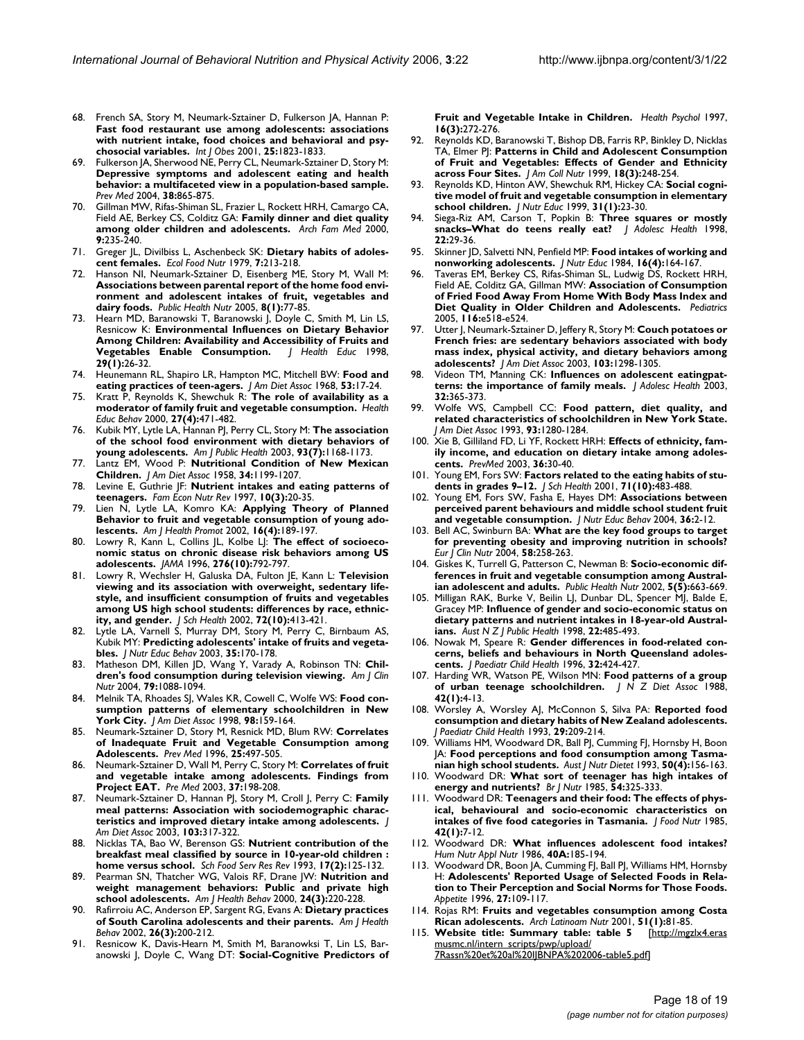68. French SA, Story M, Neumark-Sztainer D, Fulkerson JA, Hannan P: **Fast food restaurant use among adolescents: associations with nutrient intake, food choices and behavioral and psychosocial variables.** *Int J Obes* 2001, **25:**1823-1833.
69. Fulkerson JA, Sherwood NE, Perry CL, Neumark-Sztainer D, Story M: **Depressive symptoms and adolescent eating and health behavior: a multifaceted view in a population-based sample.** *Prev Med* 2004, **38:**865-875.
70. Gillman MW, Rifas-Shiman SL, Frazier L, Rockett HRH, Camargo CA, Field AE, Berkey CS, Colditz GA: **Family dinner and diet quality among older children and adolescents.** *Arch Fam Med* 2000, **9:**235-240.
71. Greger JL, Divilbiss L, Aschenbeck SK: **Dietary habits of adolescent females.** *Ecol Food Nutr* 1979, **7:**213-218.
72. Hanson NI, Neumark-Sztainer D, Eisenberg ME, Story M, Wall M: **Associations between parental report of the home food environment and adolescent intakes of fruit, vegetables and dairy foods.** *Public Health Nutr* 2005, **8(1):**77-85.
73. Hearn MD, Baranowski T, Baranowski J, Doyle C, Smith M, Lin LS, Resnicow K: **Environmental Influences on Dietary Behavior Among Children: Availability and Accessibility of Fruits and Vegetables Enable Consumption.** *J Health Educ* 1998, **29(1):**26-32.
74. Heunemann RL, Shapiro LR, Hampton MC, Mitchell BW: **Food and eating practices of teen-agers.** *J Am Diet Assoc* 1968, **53:**17-24.
75. Kratt P, Reynolds K, Shewchuk R: **The role of availability as a moderator of family fruit and vegetable consumption.** *Health Educ Behav* 2000, **27(4):**471-482.
76. Kubik MY, Lytle LA, Hannan PJ, Perry CL, Story M: **The association of the school food environment with dietary behaviors of young adolescents.** *Am J Public Health* 2003, **93(7):**1168-1173.
77. Lantz EM, Wood P: **Nutritional Condition of New Mexican Children.** *J Am Diet Assoc* 1958, **34:**1199-1207.
78. Levine E, Guthrie JF: **Nutrient intakes and eating patterns of teenagers.** *Fam Econ Nutr Rev* 1997, **10(3):**20-35.
79. Lien N, Lytle LA, Komro KA: **Applying Theory of Planned Behavior to fruit and vegetable consumption of young adolescents.** *Am J Health Promot* 2002, **16(4):**189-197.
80. Lowry R, Kann L, Collins JL, Kolbe LJ: **The effect of socioeconomic status on chronic disease risk behaviors among US adolescents.** *JAMA* 1996, **276(10):**792-797.
81. Lowry R, Wechsler H, Galuska DA, Fulton JE, Kann L: **Television viewing and its association with overweight, sedentary lifestyle, and insufficient consumption of fruits and vegetables among US high school students: differences by race, ethnicity, and gender.** *J Sch Health* 2002, **72(10):**413-421.
82. Lytle LA, Varnell S, Murray DM, Story M, Perry C, Birnbaum AS, Kubik MY: **Predicting adolescents' intake of fruits and vegetables.** *J Nutr Educ Behav* 2003, **35:**170-178.
83. Matheson DM, Killen JD, Wang Y, Varady A, Robinson TN: **Children's food consumption during television viewing.** *Am J Clin Nutr* 2004, **79:**1088-1094.
84. Melnik TA, Rhoades SJ, Wales KR, Cowell C, Wolfe WS: **Food consumption patterns of elementary schoolchildren in New York City.** *J Am Diet Assoc* 1998, **98:**159-164.
85. Neumark-Sztainer D, Story M, Resnick MD, Blum RW: **Correlates of Inadequate Fruit and Vegetable Consumption among Adolescents.** *Prev Med* 1996, **25:**497-505.
86. Neumark-Sztainer D, Wall M, Perry C, Story M: **Correlates of fruit and vegetable intake among adolescents. Findings from Project EAT.** *Pre Med* 2003, **37:**198-208.
87. Neumark-Sztainer D, Hannan PJ, Story M, Croll J, Perry C: **Family meal patterns: Association with sociodemographic characteristics and improved dietary intake among adolescents.** *J Am Diet Assoc* 2003, **103:**317-322.
88. Nicklas TA, Bao W, Berenson GS: **Nutrient contribution of the breakfast meal classified by source in 10-year-old children : home versus school.** *Sch Food Serv Res Rev* 1993, **17(2):**125-132.
89. Pearman SN, Thatcher WG, Valois RF, Drane JW: **Nutrition and weight management behaviors: Public and private high school adolescents.** *Am J Health Behav* 2000, **24(3):**220-228.
90. Rafirroiu AC, Anderson EP, Sargent RG, Evans A: **Dietary practices of South Carolina adolescents and their parents.** *Am J Health Behav* 2002, **26(3):**200-212.
91. Resnicow K, Davis-Hearn M, Smith M, Baranowksi T, Lin LS, Baranowski J, Doyle C, Wang DT: **Social-Cognitive Predictors of Fruit and Vegetable Intake in Children.** *Health Psychol* 1997, **16(3):**272-276.
92. Reynolds KD, Baranowski T, Bishop DB, Farris RP, Binkley D, Nicklas TA, Elmer PJ: **Patterns in Child and Adolescent Consumption of Fruit and Vegetables: Effects of Gender and Ethnicity across Four Sites.** *J Am Coll Nutr* 1999, **18(3):**248-254.
93. Reynolds KD, Hinton AW, Shewchuk RM, Hickey CA: **Social cognitive model of fruit and vegetable consumption in elementary school children.** *J Nutr Educ* 1999, **31(1):**23-30.
94. Siega-Riz AM, Carson T, Popkin B: **Three squares or mostly snacks–What do teens really eat?** *J Adolesc Health* 1998, **22:**29-36.
95. Skinner JD, Salvetti NN, Penfield MP: **Food intakes of working and nonworking adolescents.** *J Nutr Educ* 1984, **16(4):**164-167.
96. Taveras EM, Berkey CS, Rifas-Shiman SL, Ludwig DS, Rockett HRH, Field AE, Colditz GA, Gillman MW: **Association of Consumption of Fried Food Away From Home With Body Mass Index and Diet Quality in Older Children and Adolescents.** *Pediatrics* 2005, **116:**e518-e524.
97. Utter J, Neumark-Sztainer D, Jeffery R, Story M: **Couch potatoes or French fries: are sedentary behaviors associated with body mass index, physical activity, and dietary behaviors among adolescents?** *J Am Diet Assoc* 2003, **103:**1298-1305.
98. Videon TM, Manning CK: **Influences on adolescent eatingpatterns: the importance of family meals.** *J Adolesc Health* 2003, **32:**365-373.
99. Wolfe WS, Campbell CC: **Food pattern, diet quality, and related characteristics of schoolchildren in New York State.** *J Am Diet Assoc* 1993, **93:**1280-1284.
100. Xie B, Gilliland FD, Li YF, Rockett HRH: **Effects of ethnicity, family income, and education on dietary intake among adolescents.** *PrevMed* 2003, **36:**30-40.
101. Young EM, Fors SW: **Factors related to the eating habits of students in grades 9–12.** *J Sch Health* 2001, **71(10):**483-488.
102. Young EM, Fors SW, Fasha E, Hayes DM: **Associations between perceived parent behaviours and middle school student fruit and vegetable consumption.** *J Nutr Educ Behav* 2004, **36:**2-12.
103. Bell AC, Swinburn BA: **What are the key food groups to target for preventing obesity and improving nutrition in schools?** *Eur J Clin Nutr* 2004, **58:**258-263.
104. Giskes K, Turrell G, Patterson C, Newman B: **Socio-economic differences in fruit and vegetable consumption among Australian adolescent and adults.** *Public Health Nutr* 2002, **5(5):**663-669.
105. Milligan RAK, Burke V, Beilin LJ, Dunbar DL, Spencer MJ, Balde E, Gracey MP: **Influence of gender and socio-economic status on dietary patterns and nutrient intakes in 18-year-old Australians.** *Aust N Z J Public Health* 1998, **22:**485-493.
106. Nowak M, Speare R: **Gender differences in food-related concerns, beliefs and behaviours in North Queensland adolescents.** *J Paediatr Child Health* 1996, **32:**424-427.
107. Harding WR, Watson PE, Wilson MN: **Food patterns of a group of urban teenage schoolchildren.** *J N Z Diet Assoc* 1988, **42(1):**4-13.
108. Worsley A, Worsley AJ, McConnon S, Silva PA: **Reported food consumption and dietary habits of New Zealand adolescents.** *J Paediatr Child Health* 1993, **29:**209-214.
109. Williams HM, Woodward DR, Ball PJ, Cumming FJ, Hornsby H, Boon JA: **Food perceptions and food consumption among Tasmanian high school students.** *Aust J Nutr Dietet* 1993, **50(4):**156-163.
110. Woodward DR: **What sort of teenager has high intakes of energy and nutrients?** *Br J Nutr* 1985, **54:**325-333.
111. Woodward DR: **Teenagers and their food: The effects of physical, behavioural and socio-economic characteristics on intakes of five food categories in Tasmania.** *J Food Nutr* 1985, **42(1):**7-12.
112. Woodward DR: **What influences adolescent food intakes?** *Hum Nutr Appl Nutr* 1986, **40A:**185-194.
113. Woodward DR, Boon JA, Cumming FJ, Ball PJ, Williams HM, Hornsby H: **Adolescents' Reported Usage of Selected Foods in Relation to Their Perception and Social Norms for Those Foods.** *Appetite* 1996, **27:**109-117.
114. Rojas RM: **Fruits and vegetables consumption among Costa Rican adolescents.** *Arch Latinoam Nutr* 2001, **51(1):**81-85.
115. **Website title: Summary table: table 5** [http://mgzlx4.erasmusmc.nl/intern_scripts/pwp/upload/7Rassn%20et%20al%20IJBNPA%202006-table5.pdf]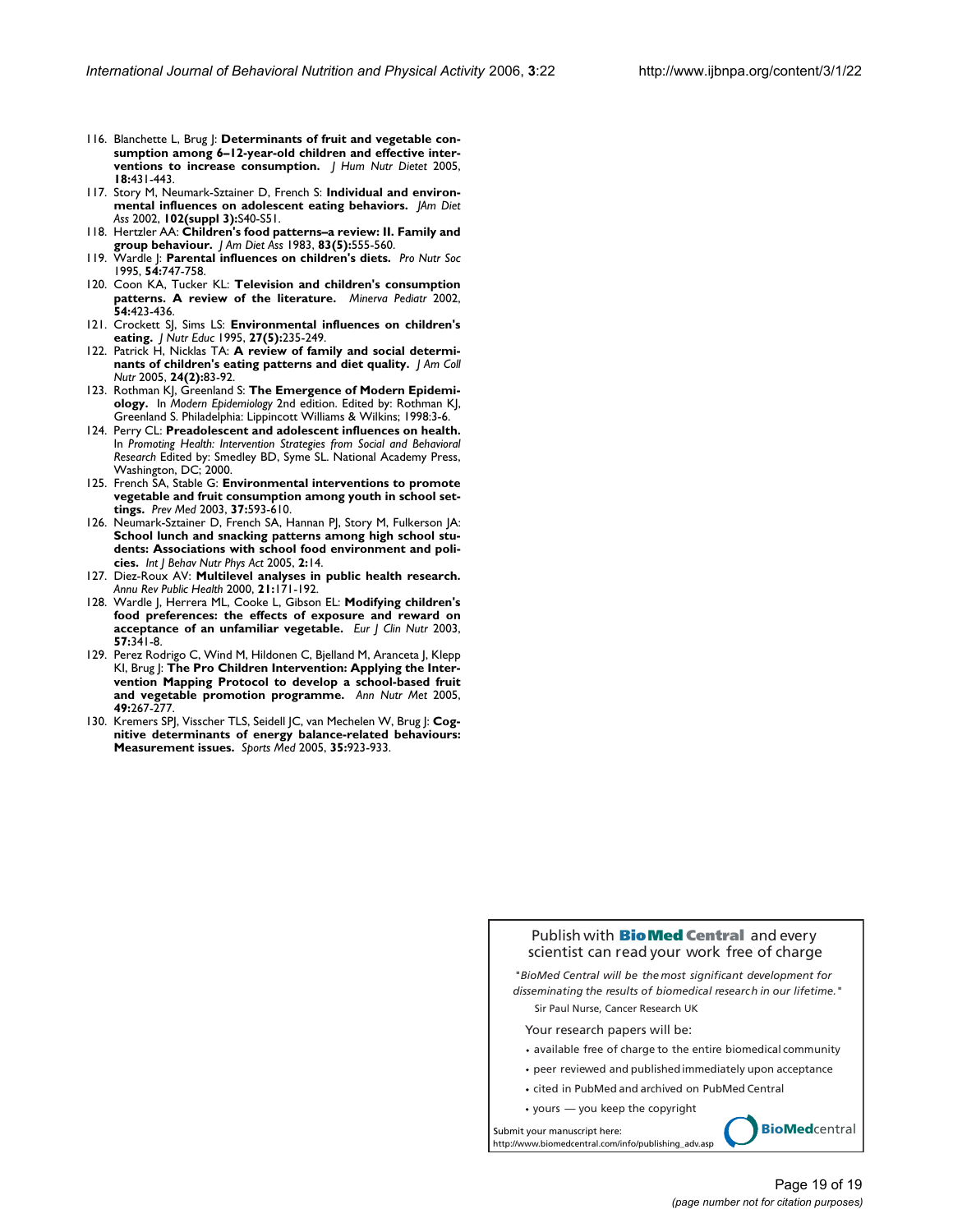116. Blanchette L, Brug J: **Determinants of fruit and vegetable consumption among 6–12-year-old children and effective interventions to increase consumption.** *J Hum Nutr Dietet* 2005, **18:**431-443.
117. Story M, Neumark-Sztainer D, French S: **Individual and environmental influences on adolescent eating behaviors.** *JAm Diet Ass* 2002, **102(suppl 3):**S40-S51.
118. Hertzler AA: **Children's food patterns–a review: II. Family and group behaviour.** *J Am Diet Ass* 1983, **83(5):**555-560.
119. Wardle J: **Parental influences on children's diets.** *Pro Nutr Soc* 1995, **54:**747-758.
120. Coon KA, Tucker KL: **Television and children's consumption patterns. A review of the literature.** *Minerva Pediatr* 2002, **54:**423-436.
121. Crockett SJ, Sims LS: **Environmental influences on children's eating.** *J Nutr Educ* 1995, **27(5):**235-249.
122. Patrick H, Nicklas TA: **A review of family and social determinants of children's eating patterns and diet quality.** *J Am Coll Nutr* 2005, **24(2):**83-92.
123. Rothman KJ, Greenland S: **The Emergence of Modern Epidemiology.** In *Modern Epidemiology* 2nd edition. Edited by: Rothman KJ, Greenland S. Philadelphia: Lippincott Williams & Wilkins; 1998:3-6.
124. Perry CL: **Preadolescent and adolescent influences on health.** In *Promoting Health: Intervention Strategies from Social and Behavioral Research* Edited by: Smedley BD, Syme SL. National Academy Press, Washington, DC; 2000.
125. French SA, Stable G: **Environmental interventions to promote vegetable and fruit consumption among youth in school settings.** *Prev Med* 2003, **37:**593-610.
126. Neumark-Sztainer D, French SA, Hannan PJ, Story M, Fulkerson JA: **School lunch and snacking patterns among high school students: Associations with school food environment and policies.** *Int J Behav Nutr Phys Act* 2005, **2:**14.
127. Diez-Roux AV: **Multilevel analyses in public health research.** *Annu Rev Public Health* 2000, **21:**171-192.
128. Wardle J, Herrera ML, Cooke L, Gibson EL: **Modifying children's food preferences: the effects of exposure and reward on acceptance of an unfamiliar vegetable.** *Eur J Clin Nutr* 2003, **57:**341-8.
129. Perez Rodrigo C, Wind M, Hildonen C, Bjelland M, Aranceta J, Klepp KI, Brug J: **The Pro Children Intervention: Applying the Intervention Mapping Protocol to develop a school-based fruit and vegetable promotion programme.** *Ann Nutr Met* 2005, **49:**267-277.
130. Kremers SPJ, Visscher TLS, Seidell JC, van Mechelen W, Brug J: **Cognitive determinants of energy balance-related behaviours: Measurement issues.** *Sports Med* 2005, **35:**923-933.

Publish with **BioMed Central** and every scientist can read your work free of charge

*"BioMed Central will be the most significant development for disseminating the results of biomedical research in our lifetime."*
Sir Paul Nurse, Cancer Research UK

Your research papers will be:

- available free of charge to the entire biomedical community
- peer reviewed and published immediately upon acceptance
- cited in PubMed and archived on PubMed Central
- yours — you keep the copyright

Submit your manuscript here:
http://www.biomedcentral.com/info/publishing_adv.asp

**BioMed**central